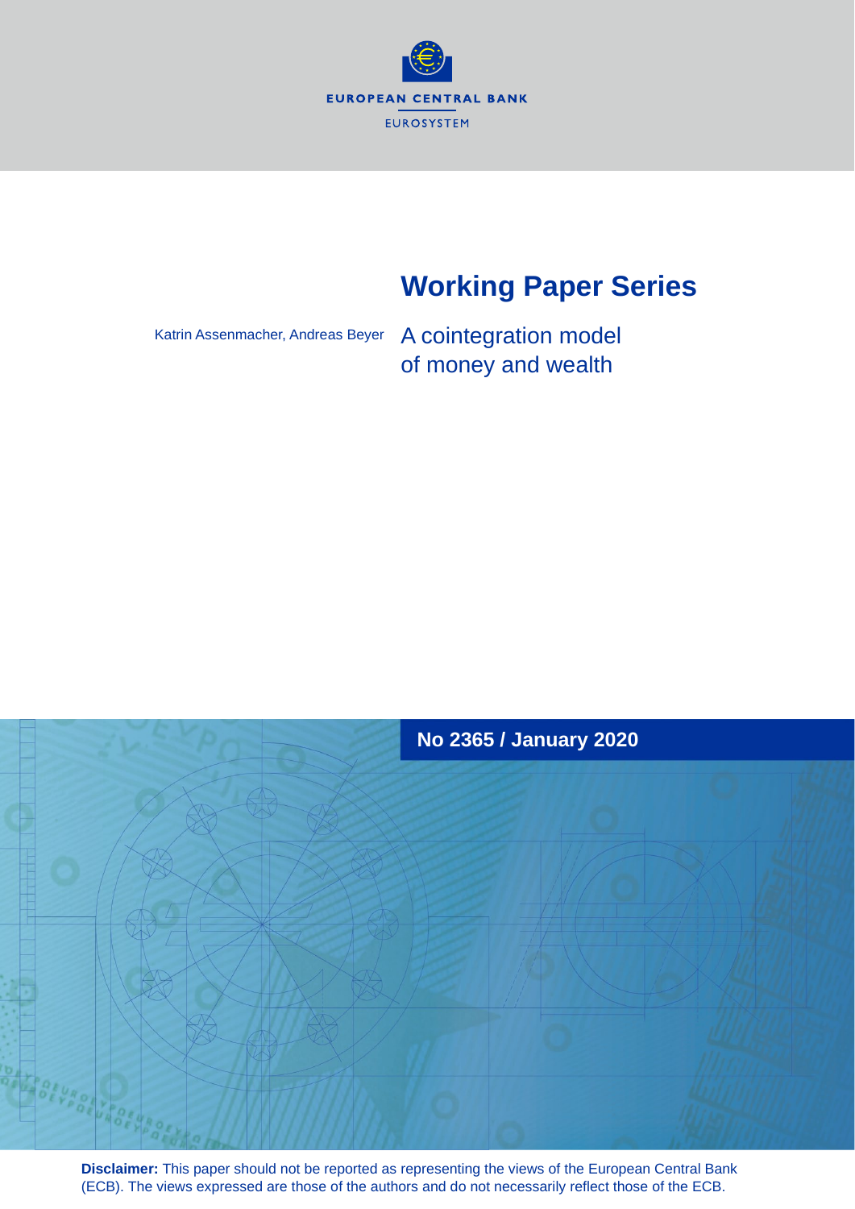EUROPEAN CENTRAL BANK

EUROSYSTEM

# Working Paper Series

Katrin Assenmacher, Andreas Beyer

## A cointegration model of money and wealth

**No 2365 / January 2020**

**Disclaimer:** This paper should not be reported as representing the views of the European Central Bank (ECB). The views expressed are those of the authors and do not necessarily reflect those of the ECB.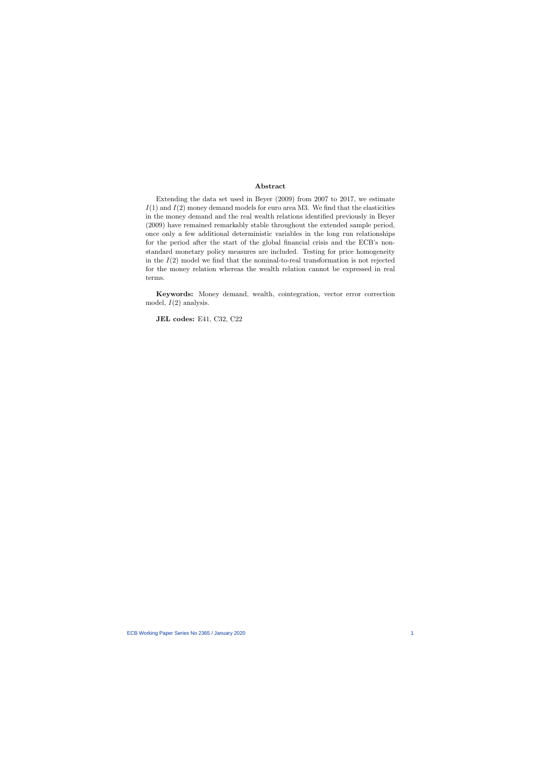## Abstract

Extending the data set used in Beyer (2009) from 2007 to 2017, we estimate $I(1)$ and $I(2)$ money demand models for euro area M3. We find that the elasticities in the money demand and the real wealth relations identified previously in Beyer (2009) have remained remarkably stable throughout the extended sample period, once only a few additional deterministic variables in the long run relationships for the period after the start of the global financial crisis and the ECB's non-standard monetary policy measures are included. Testing for price homogeneity in the $I(2)$ model we find that the nominal-to-real transformation is not rejected for the money relation whereas the wealth relation cannot be expressed in real terms.

**Keywords:** Money demand, wealth, cointegration, vector error correction model, $I(2)$ analysis.

**JEL codes:** E41, C32, C22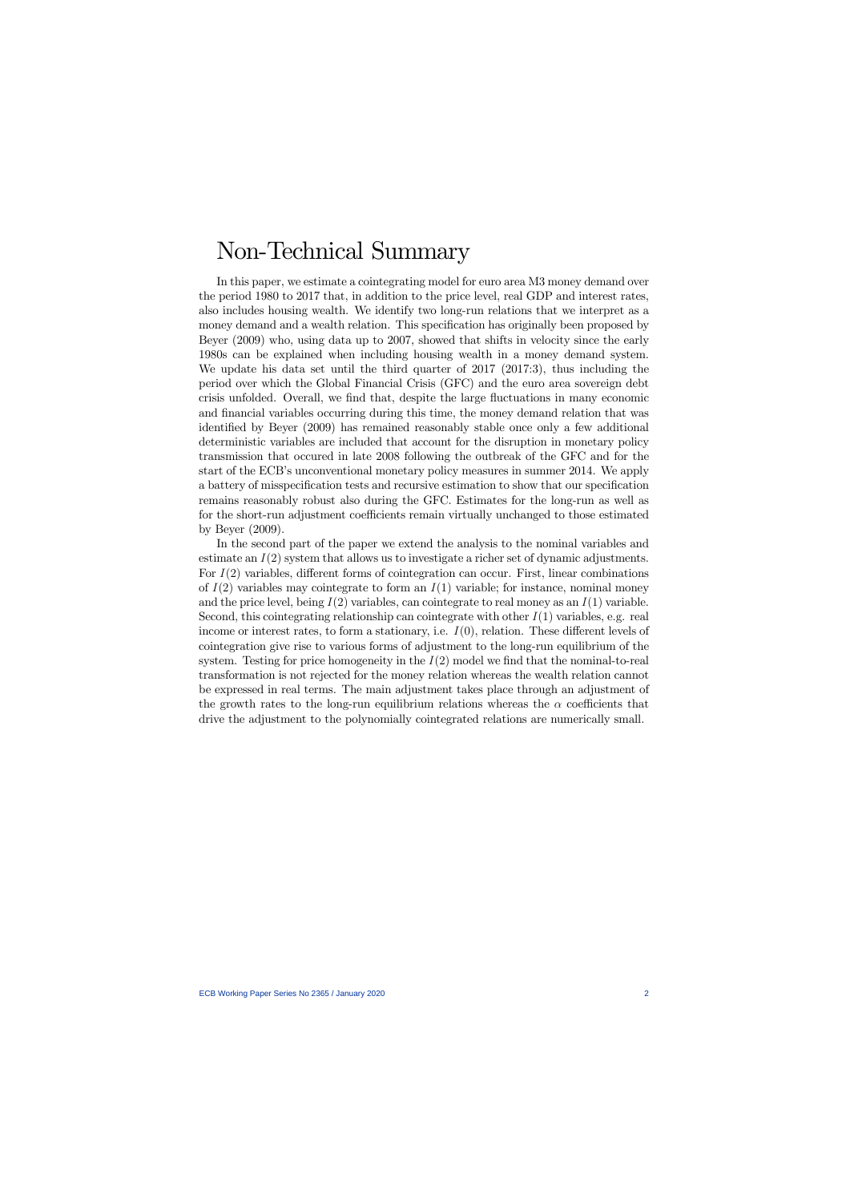# Non-Technical Summary

In this paper, we estimate a cointegrating model for euro area M3 money demand over the period 1980 to 2017 that, in addition to the price level, real GDP and interest rates, also includes housing wealth. We identify two long-run relations that we interpret as a money demand and a wealth relation. This specification has originally been proposed by Beyer (2009) who, using data up to 2007, showed that shifts in velocity since the early 1980s can be explained when including housing wealth in a money demand system. We update his data set until the third quarter of 2017 (2017:3), thus including the period over which the Global Financial Crisis (GFC) and the euro area sovereign debt crisis unfolded. Overall, we find that, despite the large fluctuations in many economic and financial variables occurring during this time, the money demand relation that was identified by Beyer (2009) has remained reasonably stable once only a few additional deterministic variables are included that account for the disruption in monetary policy transmission that occured in late 2008 following the outbreak of the GFC and for the start of the ECB's unconventional monetary policy measures in summer 2014. We apply a battery of misspecification tests and recursive estimation to show that our specification remains reasonably robust also during the GFC. Estimates for the long-run as well as for the short-run adjustment coefficients remain virtually unchanged to those estimated by Beyer (2009).

In the second part of the paper we extend the analysis to the nominal variables and estimate an $I(2)$ system that allows us to investigate a richer set of dynamic adjustments. For $I(2)$ variables, different forms of cointegration can occur. First, linear combinations of $I(2)$ variables may cointegrate to form an $I(1)$ variable; for instance, nominal money and the price level, being $I(2)$ variables, can cointegrate to real money as an $I(1)$ variable. Second, this cointegrating relationship can cointegrate with other $I(1)$ variables, e.g. real income or interest rates, to form a stationary, i.e. $I(0)$, relation. These different levels of cointegration give rise to various forms of adjustment to the long-run equilibrium of the system. Testing for price homogeneity in the $I(2)$ model we find that the nominal-to-real transformation is not rejected for the money relation whereas the wealth relation cannot be expressed in real terms. The main adjustment takes place through an adjustment of the growth rates to the long-run equilibrium relations whereas the $\alpha$ coefficients that drive the adjustment to the polynomially cointegrated relations are numerically small.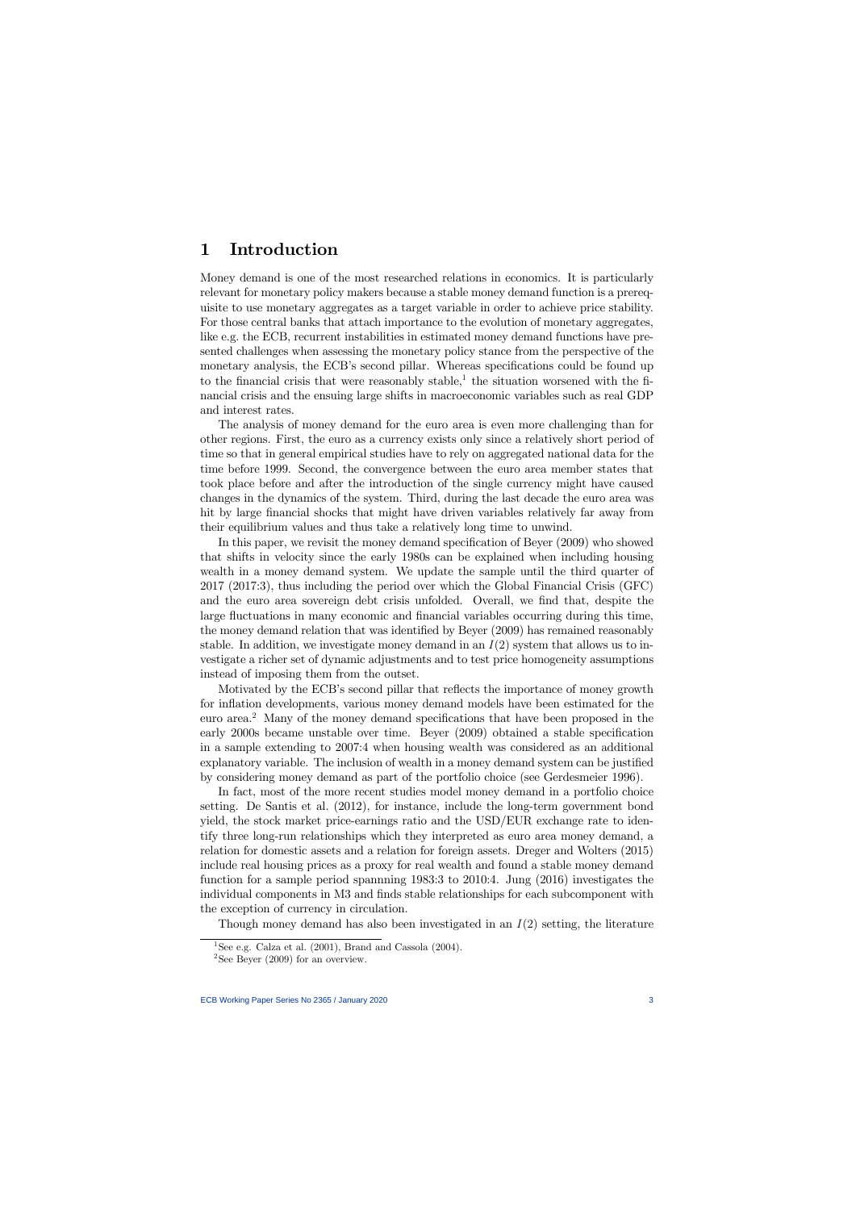# 1 Introduction

Money demand is one of the most researched relations in economics. It is particularly relevant for monetary policy makers because a stable money demand function is a prerequisite to use monetary aggregates as a target variable in order to achieve price stability. For those central banks that attach importance to the evolution of monetary aggregates, like e.g. the ECB, recurrent instabilities in estimated money demand functions have presented challenges when assessing the monetary policy stance from the perspective of the monetary analysis, the ECB's second pillar. Whereas specifications could be found up to the financial crisis that were reasonably stable,[1] the situation worsened with the financial crisis and the ensuing large shifts in macroeconomic variables such as real GDP and interest rates.

The analysis of money demand for the euro area is even more challenging than for other regions. First, the euro as a currency exists only since a relatively short period of time so that in general empirical studies have to rely on aggregated national data for the time before 1999. Second, the convergence between the euro area member states that took place before and after the introduction of the single currency might have caused changes in the dynamics of the system. Third, during the last decade the euro area was hit by large financial shocks that might have driven variables relatively far away from their equilibrium values and thus take a relatively long time to unwind.

In this paper, we revisit the money demand specification of Beyer (2009) who showed that shifts in velocity since the early 1980s can be explained when including housing wealth in a money demand system. We update the sample until the third quarter of 2017 (2017:3), thus including the period over which the Global Financial Crisis (GFC) and the euro area sovereign debt crisis unfolded. Overall, we find that, despite the large fluctuations in many economic and financial variables occurring during this time, the money demand relation that was identified by Beyer (2009) has remained reasonably stable. In addition, we investigate money demand in an $I(2)$ system that allows us to investigate a richer set of dynamic adjustments and to test price homogeneity assumptions instead of imposing them from the outset.

Motivated by the ECB's second pillar that reflects the importance of money growth for inflation developments, various money demand models have been estimated for the euro area.[2] Many of the money demand specifications that have been proposed in the early 2000s became unstable over time. Beyer (2009) obtained a stable specification in a sample extending to 2007:4 when housing wealth was considered as an additional explanatory variable. The inclusion of wealth in a money demand system can be justified by considering money demand as part of the portfolio choice (see Gerdesmeier 1996).

In fact, most of the more recent studies model money demand in a portfolio choice setting. De Santis et al. (2012), for instance, include the long-term government bond yield, the stock market price-earnings ratio and the USD/EUR exchange rate to identify three long-run relationships which they interpreted as euro area money demand, a relation for domestic assets and a relation for foreign assets. Dreger and Wolters (2015) include real housing prices as a proxy for real wealth and found a stable money demand function for a sample period spannning 1983:3 to 2010:4. Jung (2016) investigates the individual components in M3 and finds stable relationships for each subcomponent with the exception of currency in circulation.

Though money demand has also been investigated in an $I(2)$ setting, the literature

[1] See e.g. Calza et al. (2001), Brand and Cassola (2004).

[2] See Beyer (2009) for an overview.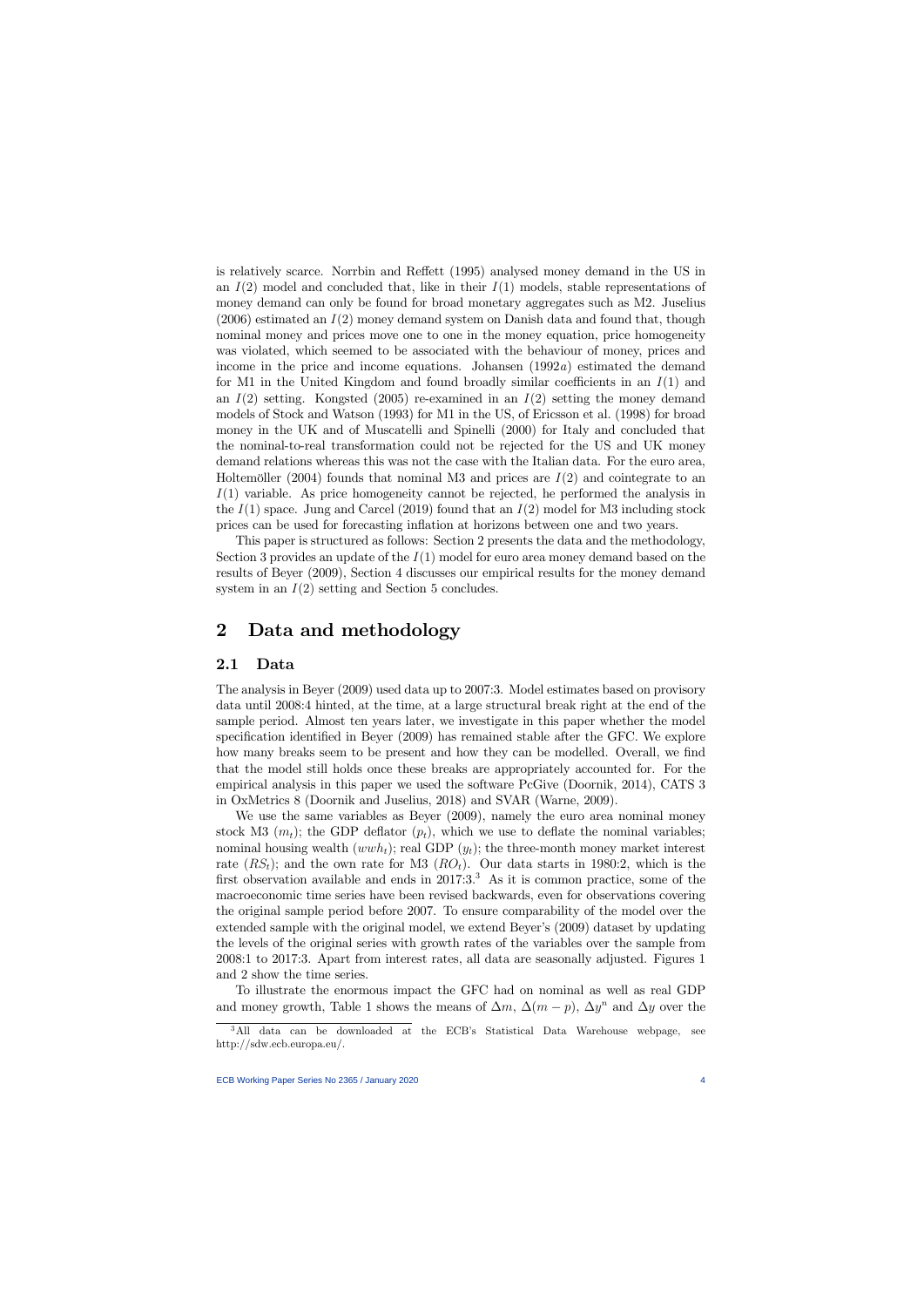is relatively scarce. Norrbin and Reffett (1995) analysed money demand in the US in an $I(2)$ model and concluded that, like in their $I(1)$ models, stable representations of money demand can only be found for broad monetary aggregates such as M2. Juselius (2006) estimated an $I(2)$ money demand system on Danish data and found that, though nominal money and prices move one to one in the money equation, price homogeneity was violated, which seemed to be associated with the behaviour of money, prices and income in the price and income equations. Johansen (1992*a*) estimated the demand for M1 in the United Kingdom and found broadly similar coefficients in an $I(1)$ and an $I(2)$ setting. Kongsted (2005) re-examined in an $I(2)$ setting the money demand models of Stock and Watson (1993) for M1 in the US, of Ericsson et al. (1998) for broad money in the UK and of Muscatelli and Spinelli (2000) for Italy and concluded that the nominal-to-real transformation could not be rejected for the US and UK money demand relations whereas this was not the case with the Italian data. For the euro area, Holtemöller (2004) founds that nominal M3 and prices are $I(2)$ and cointegrate to an $I(1)$ variable. As price homogeneity cannot be rejected, he performed the analysis in the $I(1)$ space. Jung and Carcel (2019) found that an $I(2)$ model for M3 including stock prices can be used for forecasting inflation at horizons between one and two years.

This paper is structured as follows: Section 2 presents the data and the methodology, Section 3 provides an update of the $I(1)$ model for euro area money demand based on the results of Beyer (2009), Section 4 discusses our empirical results for the money demand system in an $I(2)$ setting and Section 5 concludes.

# 2 Data and methodology

## 2.1 Data

The analysis in Beyer (2009) used data up to 2007:3. Model estimates based on provisory data until 2008:4 hinted, at the time, at a large structural break right at the end of the sample period. Almost ten years later, we investigate in this paper whether the model specification identified in Beyer (2009) has remained stable after the GFC. We explore how many breaks seem to be present and how they can be modelled. Overall, we find that the model still holds once these breaks are appropriately accounted for. For the empirical analysis in this paper we used the software PcGive (Doornik, 2014), CATS 3 in OxMetrics 8 (Doornik and Juselius, 2018) and SVAR (Warne, 2009).

We use the same variables as Beyer (2009), namely the euro area nominal money stock M3 ($m_t$); the GDP deflator ($p_t$), which we use to deflate the nominal variables; nominal housing wealth ($wwh_t$); real GDP ($y_t$); the three-month money market interest rate ($RS_t$); and the own rate for M3 ($RO_t$). Our data starts in 1980:2, which is the first observation available and ends in 2017:3.[3] As it is common practice, some of the macroeconomic time series have been revised backwards, even for observations covering the original sample period before 2007. To ensure comparability of the model over the extended sample with the original model, we extend Beyer's (2009) dataset by updating the levels of the original series with growth rates of the variables over the sample from 2008:1 to 2017:3. Apart from interest rates, all data are seasonally adjusted. Figures 1 and 2 show the time series.

To illustrate the enormous impact the GFC had on nominal as well as real GDP and money growth, Table 1 shows the means of $\Delta m$, $\Delta(m-p)$, $\Delta y^n$ and $\Delta y$ over the

[3] All data can be downloaded at the ECB's Statistical Data Warehouse webpage, see http://sdw.ecb.europa.eu/.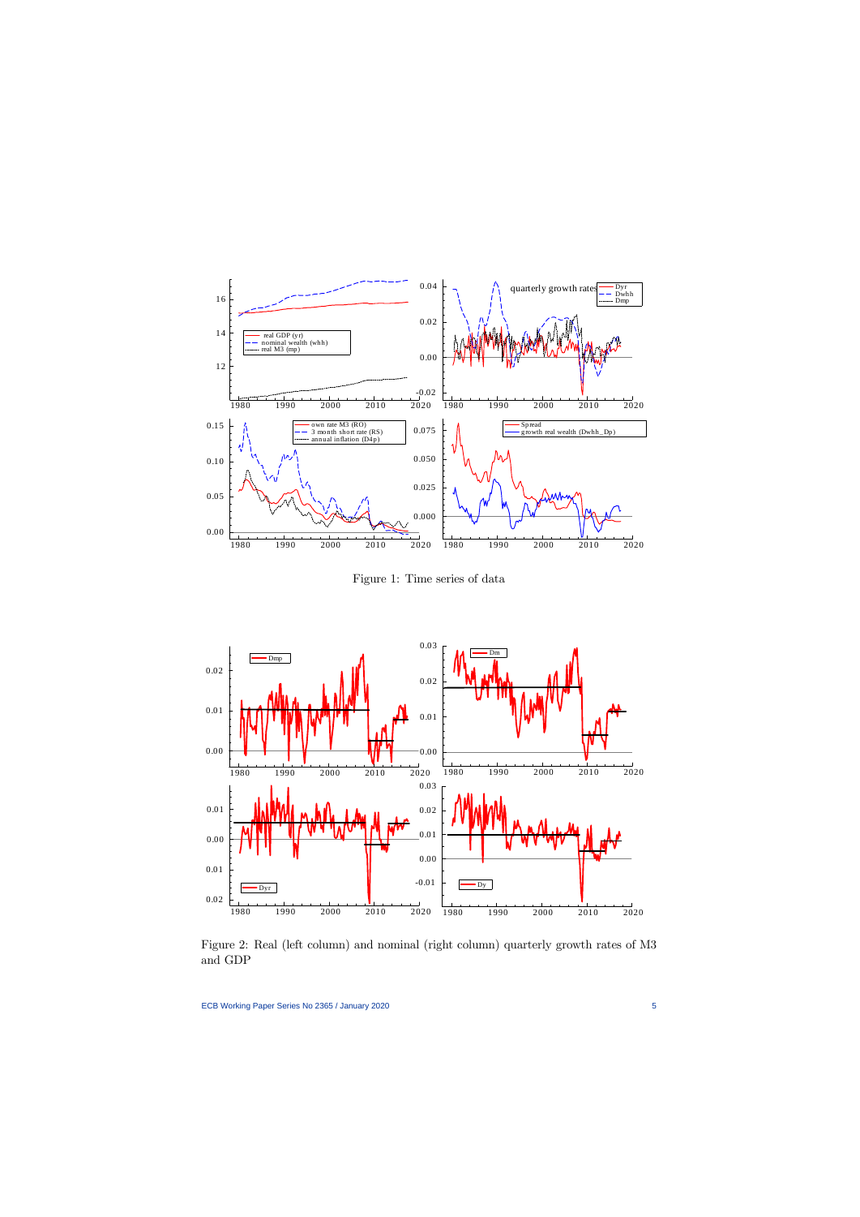Figure 1: Time series of data

Figure 2: Real (left column) and nominal (right column) quarterly growth rates of M3 and GDP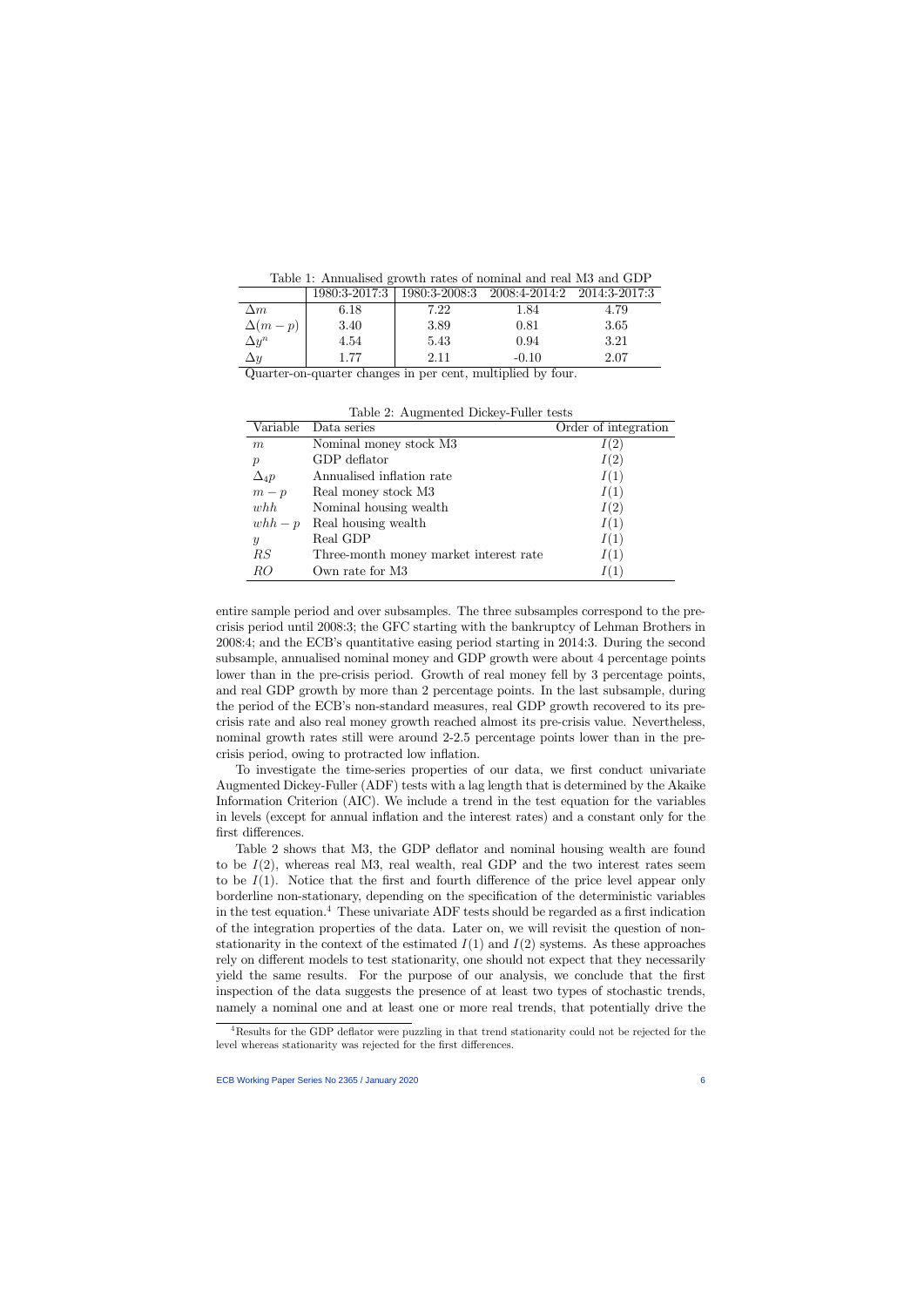Table 1: Annualised growth rates of nominal and real M3 and GDP

| | 1980:3-2017:3 | 1980:3-2008:3 | 2008:4-2014:2 | 2014:3-2017:3 |
|---|---|---|---|---|
| $\Delta m$ | 6.18 | 7.22 | 1.84 | 4.79 |
| $\Delta(m-p)$ | 3.40 | 3.89 | 0.81 | 3.65 |
| $\Delta y^n$ | 4.54 | 5.43 | 0.94 | 3.21 |
| $\Delta y$ | 1.77 | 2.11 | -0.10 | 2.07 |

Quarter-on-quarter changes in per cent, multiplied by four.

Table 2: Augmented Dickey-Fuller tests

| Variable | Data series | Order of integration |
|---|---|---|
| $m$ | Nominal money stock M3 | $I(2)$ |
| $p$ | GDP deflator | $I(2)$ |
| $\Delta_4 p$ | Annualised inflation rate | $I(1)$ |
| $m-p$ | Real money stock M3 | $I(1)$ |
| $whh$ | Nominal housing wealth | $I(2)$ |
| $whh-p$ | Real housing wealth | $I(1)$ |
| $y$ | Real GDP | $I(1)$ |
| $RS$ | Three-month money market interest rate | $I(1)$ |
| $RO$ | Own rate for M3 | $I(1)$ |

entire sample period and over subsamples. The three subsamples correspond to the pre-crisis period until 2008:3; the GFC starting with the bankruptcy of Lehman Brothers in 2008:4; and the ECB's quantitative easing period starting in 2014:3. During the second subsample, annualised nominal money and GDP growth were about 4 percentage points lower than in the pre-crisis period. Growth of real money fell by 3 percentage points, and real GDP growth by more than 2 percentage points. In the last subsample, during the period of the ECB's non-standard measures, real GDP growth recovered to its pre-crisis rate and also real money growth reached almost its pre-crisis value. Nevertheless, nominal growth rates still were around 2-2.5 percentage points lower than in the pre-crisis period, owing to protracted low inflation.

To investigate the time-series properties of our data, we first conduct univariate Augmented Dickey-Fuller (ADF) tests with a lag length that is determined by the Akaike Information Criterion (AIC). We include a trend in the test equation for the variables in levels (except for annual inflation and the interest rates) and a constant only for the first differences.

Table 2 shows that M3, the GDP deflator and nominal housing wealth are found to be $I(2)$, whereas real M3, real wealth, real GDP and the two interest rates seem to be $I(1)$. Notice that the first and fourth difference of the price level appear only borderline non-stationary, depending on the specification of the deterministic variables in the test equation.[4] These univariate ADF tests should be regarded as a first indication of the integration properties of the data. Later on, we will revisit the question of non-stationarity in the context of the estimated $I(1)$ and $I(2)$ systems. As these approaches rely on different models to test stationarity, one should not expect that they necessarily yield the same results. For the purpose of our analysis, we conclude that the first inspection of the data suggests the presence of at least two types of stochastic trends, namely a nominal one and at least one or more real trends, that potentially drive the

[4] Results for the GDP deflator were puzzling in that trend stationarity could not be rejected for the level whereas stationarity was rejected for the first differences.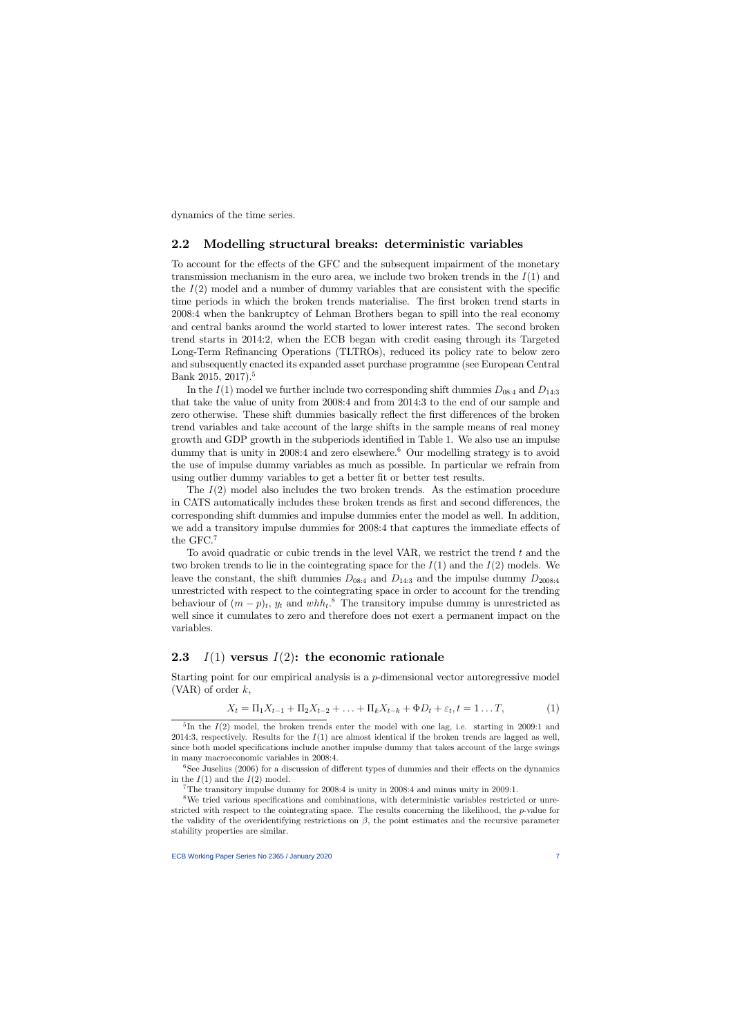dynamics of the time series.

## 2.2 Modelling structural breaks: deterministic variables

To account for the effects of the GFC and the subsequent impairment of the monetary transmission mechanism in the euro area, we include two broken trends in the $I(1)$ and the $I(2)$ model and a number of dummy variables that are consistent with the specific time periods in which the broken trends materialise. The first broken trend starts in 2008:4 when the bankruptcy of Lehman Brothers began to spill into the real economy and central banks around the world started to lower interest rates. The second broken trend starts in 2014:2, when the ECB began with credit easing through its Targeted Long-Term Refinancing Operations (TLTROs), reduced its policy rate to below zero and subsequently enacted its expanded asset purchase programme (see European Central Bank 2015, 2017).[5]

In the $I(1)$ model we further include two corresponding shift dummies $D_{08:4}$ and $D_{14:3}$ that take the value of unity from 2008:4 and from 2014:3 to the end of our sample and zero otherwise. These shift dummies basically reflect the first differences of the broken trend variables and take account of the large shifts in the sample means of real money growth and GDP growth in the subperiods identified in Table 1. We also use an impulse dummy that is unity in 2008:4 and zero elsewhere.[6] Our modelling strategy is to avoid the use of impulse dummy variables as much as possible. In particular we refrain from using outlier dummy variables to get a better fit or better test results.

The $I(2)$ model also includes the two broken trends. As the estimation procedure in CATS automatically includes these broken trends as first and second differences, the corresponding shift dummies and impulse dummies enter the model as well. In addition, we add a transitory impulse dummies for 2008:4 that captures the immediate effects of the GFC.[7]

To avoid quadratic or cubic trends in the level VAR, we restrict the trend $t$ and the two broken trends to lie in the cointegrating space for the $I(1)$ and the $I(2)$ models. We leave the constant, the shift dummies $D_{08:4}$ and $D_{14:3}$ and the impulse dummy $D_{2008:4}$ unrestricted with respect to the cointegrating space in order to account for the trending behaviour of $(m-p)_t$, $y_t$ and $whh_t$.[8] The transitory impulse dummy is unrestricted as well since it cumulates to zero and therefore does not exert a permanent impact on the variables.

## 2.3 $I(1)$ versus $I(2)$: the economic rationale

Starting point for our empirical analysis is a $p$-dimensional vector autoregressive model (VAR) of order $k$,

$$X_t = \Pi_1 X_{t-1} + \Pi_2 X_{t-2} + \ldots + \Pi_k X_{t-k} + \Phi D_t + \varepsilon_t, t = 1 \ldots T, \tag{1}$$

[5] In the $I(2)$ model, the broken trends enter the model with one lag, i.e. starting in 2009:1 and 2014:3, respectively. Results for the $I(1)$ are almost identical if the broken trends are lagged as well, since both model specifications include another impulse dummy that takes account of the large swings in many macroeconomic variables in 2008:4.

[6] See Juselius (2006) for a discussion of different types of dummies and their effects on the dynamics in the $I(1)$ and the $I(2)$ model.

[7] The transitory impulse dummy for 2008:4 is unity in 2008:4 and minus unity in 2009:1.

[8] We tried various specifications and combinations, with deterministic variables restricted or unrestricted with respect to the cointegrating space. The results concerning the likelihood, the $p$-value for the validity of the overidentifying restrictions on $\beta$, the point estimates and the recursive parameter stability properties are similar.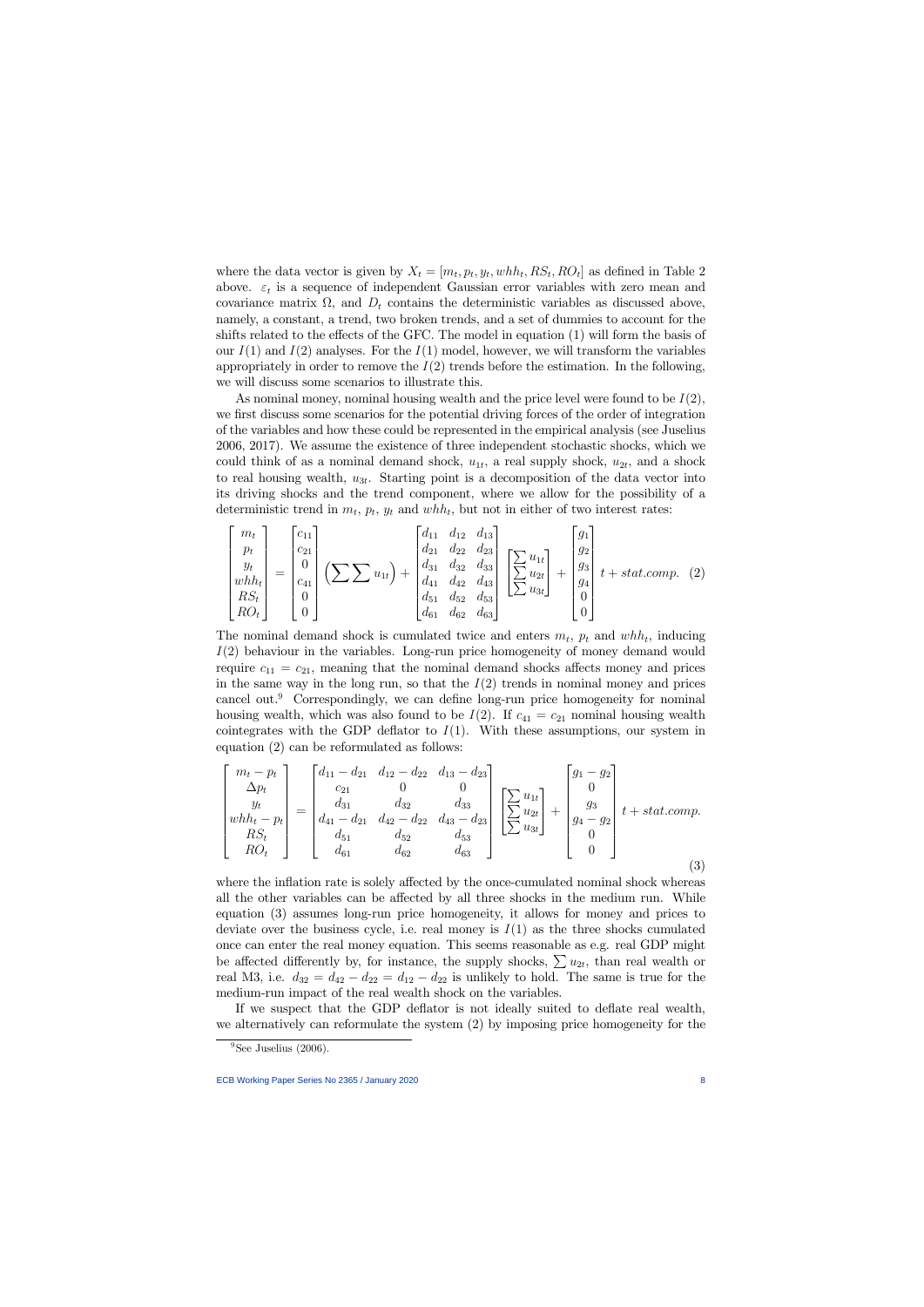where the data vector is given by $X_t = [m_t, p_t, y_t, whh_t, RS_t, RO_t]$ as defined in Table 2 above. $\varepsilon_t$ is a sequence of independent Gaussian error variables with zero mean and covariance matrix $\Omega$, and $D_t$ contains the deterministic variables as discussed above, namely, a constant, a trend, two broken trends, and a set of dummies to account for the shifts related to the effects of the GFC. The model in equation (1) will form the basis of our $I(1)$ and $I(2)$ analyses. For the $I(1)$ model, however, we will transform the variables appropriately in order to remove the $I(2)$ trends before the estimation. In the following, we will discuss some scenarios to illustrate this.

As nominal money, nominal housing wealth and the price level were found to be $I(2)$, we first discuss some scenarios for the potential driving forces of the order of integration of the variables and how these could be represented in the empirical analysis (see Juselius 2006, 2017). We assume the existence of three independent stochastic shocks, which we could think of as a nominal demand shock, $u_{1t}$, a real supply shock, $u_{2t}$, and a shock to real housing wealth, $u_{3t}$. Starting point is a decomposition of the data vector into its driving shocks and the trend component, where we allow for the possibility of a deterministic trend in $m_t$, $p_t$, $y_t$ and $whh_t$, but not in either of two interest rates:

$$\begin{bmatrix} m_t \\ p_t \\ y_t \\ whh_t \\ RS_t \\ RO_t \end{bmatrix} = \begin{bmatrix} c_{11} \\ c_{21} \\ 0 \\ c_{41} \\ 0 \\ 0 \end{bmatrix} \left( \sum \sum u_{1t} \right) + \begin{bmatrix} d_{11} & d_{12} & d_{13} \\ d_{21} & d_{22} & d_{23} \\ d_{31} & d_{32} & d_{33} \\ d_{41} & d_{42} & d_{43} \\ d_{51} & d_{52} & d_{53} \\ d_{61} & d_{62} & d_{63} \end{bmatrix} \begin{bmatrix} \sum u_{1t} \\ \sum u_{2t} \\ \sum u_{3t} \end{bmatrix} + \begin{bmatrix} g_1 \\ g_2 \\ g_3 \\ g_4 \\ 0 \\ 0 \end{bmatrix} t + stat.comp. \quad (2)$$

The nominal demand shock is cumulated twice and enters $m_t$, $p_t$ and $whh_t$, inducing $I(2)$ behaviour in the variables. Long-run price homogeneity of money demand would require $c_{11} = c_{21}$, meaning that the nominal demand shocks affects money and prices in the same way in the long run, so that the $I(2)$ trends in nominal money and prices cancel out.[9] Correspondingly, we can define long-run price homogeneity for nominal housing wealth, which was also found to be $I(2)$. If $c_{41} = c_{21}$ nominal housing wealth cointegrates with the GDP deflator to $I(1)$. With these assumptions, our system in equation (2) can be reformulated as follows:

$$\begin{bmatrix} m_t - p_t \\ \Delta p_t \\ y_t \\ whh_t - p_t \\ RS_t \\ RO_t \end{bmatrix} = \begin{bmatrix} d_{11} - d_{21} & d_{12} - d_{22} & d_{13} - d_{23} \\ c_{21} & 0 & 0 \\ d_{31} & d_{32} & d_{33} \\ d_{41} - d_{21} & d_{42} - d_{22} & d_{43} - d_{23} \\ d_{51} & d_{52} & d_{53} \\ d_{61} & d_{62} & d_{63} \end{bmatrix} \begin{bmatrix} \sum u_{1t} \\ \sum u_{2t} \\ \sum u_{3t} \end{bmatrix} + \begin{bmatrix} g_1 - g_2 \\ 0 \\ g_3 \\ g_4 - g_2 \\ 0 \\ 0 \end{bmatrix} t + stat.comp. \quad (3)$$

where the inflation rate is solely affected by the once-cumulated nominal shock whereas all the other variables can be affected by all three shocks in the medium run. While equation (3) assumes long-run price homogeneity, it allows for money and prices to deviate over the business cycle, i.e. real money is $I(1)$ as the three shocks cumulated once can enter the real money equation. This seems reasonable as e.g. real GDP might be affected differently by, for instance, the supply shocks, $\sum u_{2t}$, than real wealth or real M3, i.e. $d_{32} = d_{42} - d_{22} = d_{12} - d_{22}$ is unlikely to hold. The same is true for the medium-run impact of the real wealth shock on the variables.

If we suspect that the GDP deflator is not ideally suited to deflate real wealth, we alternatively can reformulate the system (2) by imposing price homogeneity for the

[9] See Juselius (2006).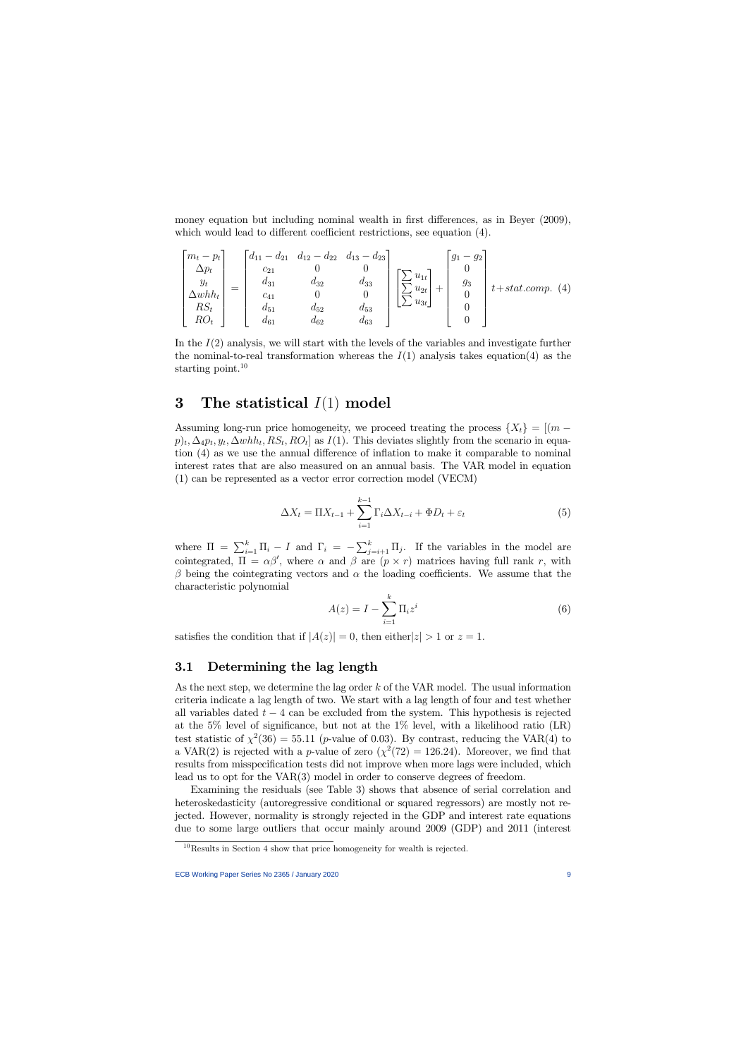money equation but including nominal wealth in first differences, as in Beyer (2009), which would lead to different coefficient restrictions, see equation (4).

$$
\begin{bmatrix} m_t - p_t \\ \Delta p_t \\ y_t \\ \Delta whh_t \\ RS_t \\ RO_t \end{bmatrix} = \begin{bmatrix} d_{11} - d_{21} & d_{12} - d_{22} & d_{13} - d_{23} \\ c_{21} & 0 & 0 \\ d_{31} & d_{32} & d_{33} \\ c_{41} & 0 & 0 \\ d_{51} & d_{52} & d_{53} \\ d_{61} & d_{62} & d_{63} \end{bmatrix} \begin{bmatrix} \sum u_{1t} \\ \sum u_{2t} \\ \sum u_{3t} \end{bmatrix} + \begin{bmatrix} g_1 - g_2 \\ 0 \\ g_3 \\ 0 \\ 0 \\ 0 \end{bmatrix} t + stat.comp. \quad (4)
$$

In the $I(2)$ analysis, we will start with the levels of the variables and investigate further the nominal-to-real transformation whereas the $I(1)$ analysis takes equation(4) as the starting point.[10]

# 3 The statistical $I(1)$ model

Assuming long-run price homogeneity, we proceed treating the process $\{X_t\} = [(m - p)_t, \Delta_4 p_t, y_t, \Delta whh_t, RS_t, RO_t]$ as $I(1)$. This deviates slightly from the scenario in equation (4) as we use the annual difference of inflation to make it comparable to nominal interest rates that are also measured on an annual basis. The VAR model in equation (1) can be represented as a vector error correction model (VECM)

$$
\Delta X_t = \Pi X_{t-1} + \sum_{i=1}^{k-1} \Gamma_i \Delta X_{t-i} + \Phi D_t + \varepsilon_t \quad (5)
$$

where $\Pi = \sum_{i=1}^{k} \Pi_i - I$ and $\Gamma_i = -\sum_{j=i+1}^{k} \Pi_j$. If the variables in the model are cointegrated, $\Pi = \alpha\beta'$, where $\alpha$ and $\beta$ are $(p \times r)$ matrices having full rank $r$, with $\beta$ being the cointegrating vectors and $\alpha$ the loading coefficients. We assume that the characteristic polynomial

$$
A(z) = I - \sum_{i=1}^{k} \Pi_i z^i \quad (6)
$$

satisfies the condition that if $|A(z)| = 0$, then either$|z| > 1$ or $z = 1$.

## 3.1 Determining the lag length

As the next step, we determine the lag order $k$ of the VAR model. The usual information criteria indicate a lag length of two. We start with a lag length of four and test whether all variables dated $t - 4$ can be excluded from the system. This hypothesis is rejected at the 5% level of significance, but not at the 1% level, with a likelihood ratio (LR) test statistic of $\chi^2(36) = 55.11$ ($p$-value of 0.03). By contrast, reducing the VAR(4) to a VAR(2) is rejected with a $p$-value of zero ($\chi^2(72) = 126.24$). Moreover, we find that results from misspecification tests did not improve when more lags were included, which lead us to opt for the VAR(3) model in order to conserve degrees of freedom.

Examining the residuals (see Table 3) shows that absence of serial correlation and heteroskedasticity (autoregressive conditional or squared regressors) are mostly not rejected. However, normality is strongly rejected in the GDP and interest rate equations due to some large outliers that occur mainly around 2009 (GDP) and 2011 (interest

[10] Results in Section 4 show that price homogeneity for wealth is rejected.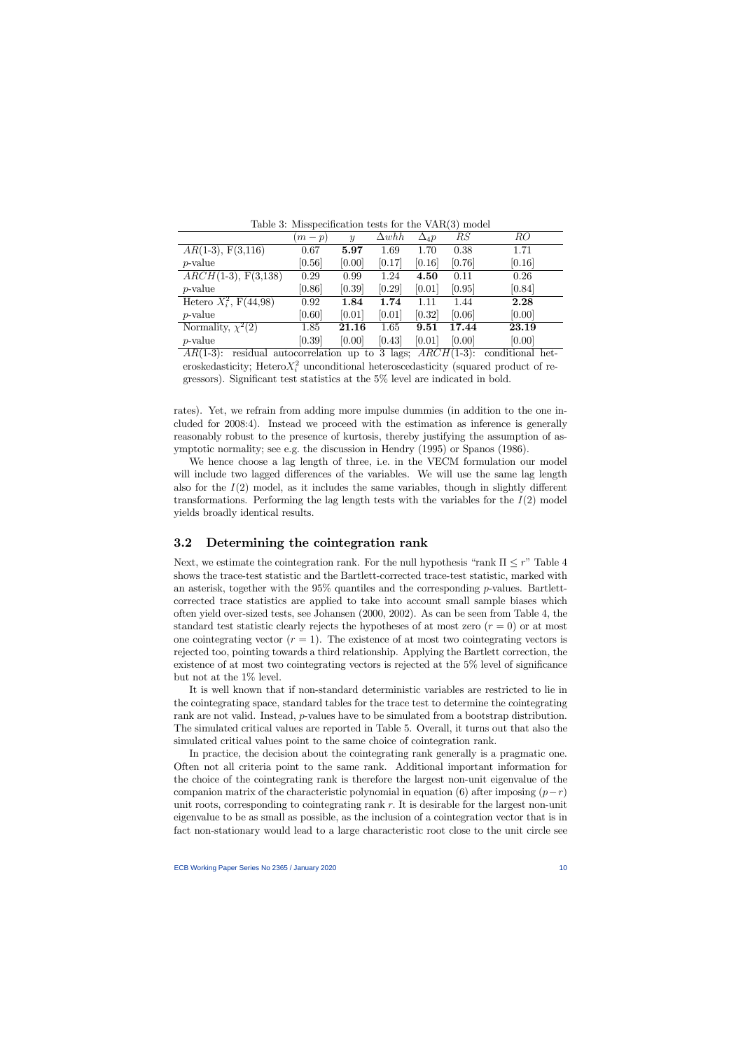Table 3: Misspecification tests for the VAR(3) model

| | $(m-p)$ | $y$ | $\Delta whh$ | $\Delta_4 p$ | $RS$ | $RO$ |
|---|---|---|---|---|---|---|
| $AR$(1-3), F(3,116) | 0.67 | **5.97** | 1.69 | 1.70 | 0.38 | 1.71 |
| $p$-value | [0.56] | [0.00] | [0.17] | [0.16] | [0.76] | [0.16] |
| $ARCH$(1-3), F(3,138) | 0.29 | 0.99 | 1.24 | **4.50** | 0.11 | 0.26 |
| $p$-value | [0.86] | [0.39] | [0.29] | [0.01] | [0.95] | [0.84] |
| Hetero $X_i^2$, F(44,98) | 0.92 | **1.84** | **1.74** | 1.11 | 1.44 | **2.28** |
| $p$-value | [0.60] | [0.01] | [0.01] | [0.32] | [0.06] | [0.00] |
| Normality, $\chi^2(2)$ | 1.85 | **21.16** | 1.65 | **9.51** | **17.44** | **23.19** |
| $p$-value | [0.39] | [0.00] | [0.43] | [0.01] | [0.00] | [0.00] |

$AR$(1-3): residual autocorrelation up to 3 lags; $ARCH$(1-3): conditional heteroskedasticity; Hetero$X_i^2$ unconditional heteroscedasticity (squared product of regressors). Significant test statistics at the 5% level are indicated in bold.

rates). Yet, we refrain from adding more impulse dummies (in addition to the one included for 2008:4). Instead we proceed with the estimation as inference is generally reasonably robust to the presence of kurtosis, thereby justifying the assumption of asymptotic normality; see e.g. the discussion in Hendry (1995) or Spanos (1986).

We hence choose a lag length of three, i.e. in the VECM formulation our model will include two lagged differences of the variables. We will use the same lag length also for the $I(2)$ model, as it includes the same variables, though in slightly different transformations. Performing the lag length tests with the variables for the $I(2)$ model yields broadly identical results.

## 3.2 Determining the cointegration rank

Next, we estimate the cointegration rank. For the null hypothesis "rank $\Pi \leq r$" Table 4 shows the trace-test statistic and the Bartlett-corrected trace-test statistic, marked with an asterisk, together with the 95% quantiles and the corresponding $p$-values. Bartlett-corrected trace statistics are applied to take into account small sample biases which often yield over-sized tests, see Johansen (2000, 2002). As can be seen from Table 4, the standard test statistic clearly rejects the hypotheses of at most zero ($r = 0$) or at most one cointegrating vector ($r = 1$). The existence of at most two cointegrating vectors is rejected too, pointing towards a third relationship. Applying the Bartlett correction, the existence of at most two cointegrating vectors is rejected at the 5% level of significance but not at the 1% level.

It is well known that if non-standard deterministic variables are restricted to lie in the cointegrating space, standard tables for the trace test to determine the cointegrating rank are not valid. Instead, $p$-values have to be simulated from a bootstrap distribution. The simulated critical values are reported in Table 5. Overall, it turns out that also the simulated critical values point to the same choice of cointegration rank.

In practice, the decision about the cointegrating rank generally is a pragmatic one. Often not all criteria point to the same rank. Additional important information for the choice of the cointegrating rank is therefore the largest non-unit eigenvalue of the companion matrix of the characteristic polynomial in equation (6) after imposing $(p-r)$ unit roots, corresponding to cointegrating rank $r$. It is desirable for the largest non-unit eigenvalue to be as small as possible, as the inclusion of a cointegration vector that is in fact non-stationary would lead to a large characteristic root close to the unit circle see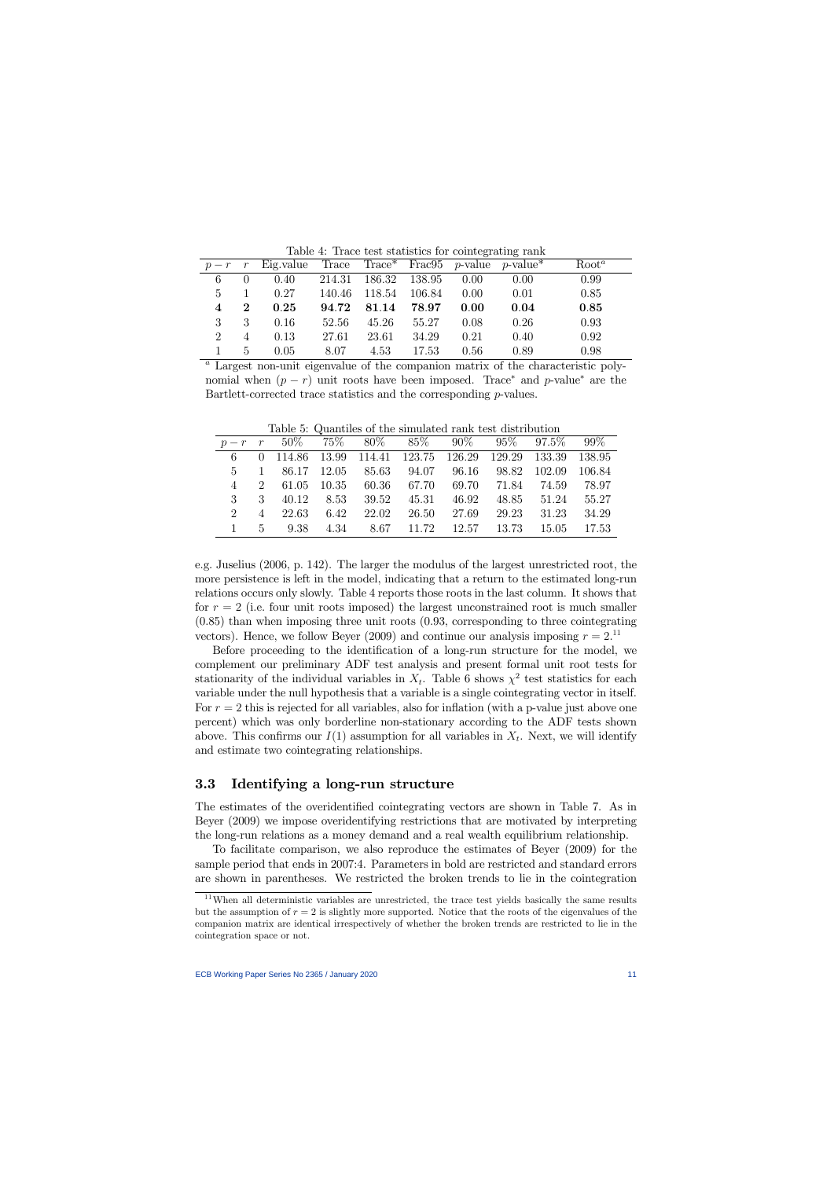Table 4: Trace test statistics for cointegrating rank

| $p-r$ | $r$ | Eig.value | Trace | Trace* | Frac95 | $p$-value | $p$-value* | Root[a] |
|---|---|---|---|---|---|---|---|---|
| 6 | 0 | 0.40 | 214.31 | 186.32 | 138.95 | 0.00 | 0.00 | 0.99 |
| 5 | 1 | 0.27 | 140.46 | 118.54 | 106.84 | 0.00 | 0.01 | 0.85 |
| **4** | **2** | **0.25** | **94.72** | **81.14** | **78.97** | **0.00** | **0.04** | **0.85** |
| 3 | 3 | 0.16 | 52.56 | 45.26 | 55.27 | 0.08 | 0.26 | 0.93 |
| 2 | 4 | 0.13 | 27.61 | 23.61 | 34.29 | 0.21 | 0.40 | 0.92 |
| 1 | 5 | 0.05 | 8.07 | 4.53 | 17.53 | 0.56 | 0.89 | 0.98 |

[a] Largest non-unit eigenvalue of the companion matrix of the characteristic polynomial when $(p-r)$ unit roots have been imposed. Trace* and $p$-value* are the Bartlett-corrected trace statistics and the corresponding $p$-values.

Table 5: Quantiles of the simulated rank test distribution

| $p-r$ | $r$ | 50% | 75% | 80% | 85% | 90% | 95% | 97.5% | 99% |
|---|---|---|---|---|---|---|---|---|---|
| 6 | 0 | 114.86 | 13.99 | 114.41 | 123.75 | 126.29 | 129.29 | 133.39 | 138.95 |
| 5 | 1 | 86.17 | 12.05 | 85.63 | 94.07 | 96.16 | 98.82 | 102.09 | 106.84 |
| 4 | 2 | 61.05 | 10.35 | 60.36 | 67.70 | 69.70 | 71.84 | 74.59 | 78.97 |
| 3 | 3 | 40.12 | 8.53 | 39.52 | 45.31 | 46.92 | 48.85 | 51.24 | 55.27 |
| 2 | 4 | 22.63 | 6.42 | 22.02 | 26.50 | 27.69 | 29.23 | 31.23 | 34.29 |
| 1 | 5 | 9.38 | 4.34 | 8.67 | 11.72 | 12.57 | 13.73 | 15.05 | 17.53 |

e.g. Juselius (2006, p. 142). The larger the modulus of the largest unrestricted root, the more persistence is left in the model, indicating that a return to the estimated long-run relations occurs only slowly. Table 4 reports those roots in the last column. It shows that for $r = 2$ (i.e. four unit roots imposed) the largest unconstrained root is much smaller (0.85) than when imposing three unit roots (0.93, corresponding to three cointegrating vectors). Hence, we follow Beyer (2009) and continue our analysis imposing $r = 2$.[11]

Before proceeding to the identification of a long-run structure for the model, we complement our preliminary ADF test analysis and present formal unit root tests for stationarity of the individual variables in $X_t$. Table 6 shows $\chi^2$ test statistics for each variable under the null hypothesis that a variable is a single cointegrating vector in itself. For $r = 2$ this is rejected for all variables, also for inflation (with a p-value just above one percent) which was only borderline non-stationary according to the ADF tests shown above. This confirms our $I(1)$ assumption for all variables in $X_t$. Next, we will identify and estimate two cointegrating relationships.

## 3.3 Identifying a long-run structure

The estimates of the overidentified cointegrating vectors are shown in Table 7. As in Beyer (2009) we impose overidentifying restrictions that are motivated by interpreting the long-run relations as a money demand and a real wealth equilibrium relationship.

To facilitate comparison, we also reproduce the estimates of Beyer (2009) for the sample period that ends in 2007:4. Parameters in bold are restricted and standard errors are shown in parentheses. We restricted the broken trends to lie in the cointegration

[11] When all deterministic variables are unrestricted, the trace test yields basically the same results but the assumption of $r = 2$ is slightly more supported. Notice that the roots of the eigenvalues of the companion matrix are identical irrespectively of whether the broken trends are restricted to lie in the cointegration space or not.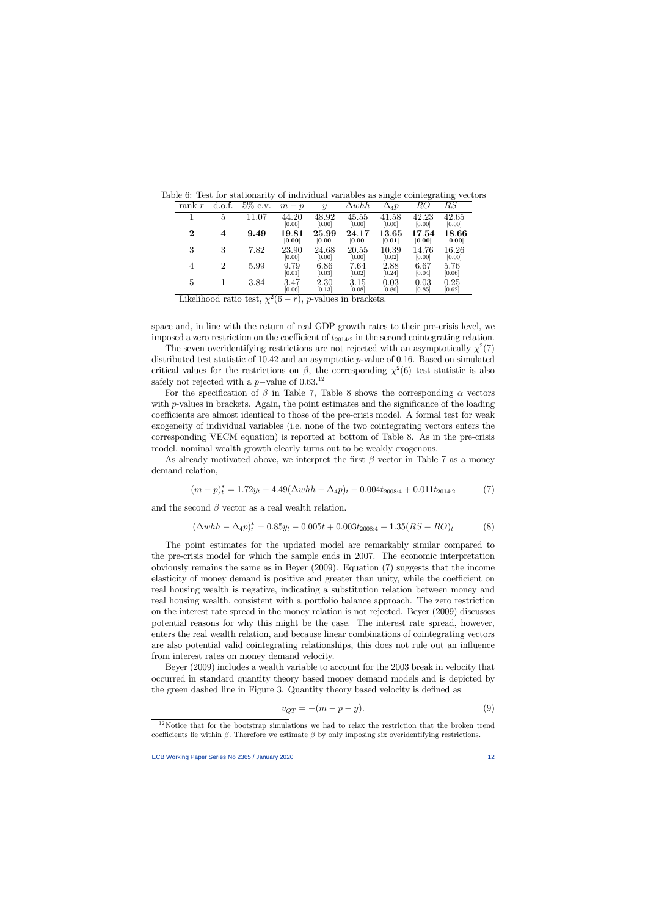Table 6: Test for stationarity of individual variables as single cointegrating vectors

| rank $r$ | d.o.f. | 5% c.v. | $m-p$ | $y$ | $\Delta whh$ | $\Delta_4 p$ | $RO$ | $RS$ |
|---|---|---|---|---|---|---|---|---|
| 1 | 5 | 11.07 | 44.20 [0.00] | 48.92 [0.00] | 45.55 [0.00] | 41.58 [0.00] | 42.23 [0.00] | 42.65 [0.00] |
| **2** | **4** | **9.49** | **19.81** **[0.00]** | **25.99** **[0.00]** | **24.17** **[0.00]** | **13.65** **[0.01]** | **17.54** **[0.00]** | **18.66** **[0.00]** |
| 3 | 3 | 7.82 | 23.90 [0.00] | 24.68 [0.00] | 20.55 [0.00] | 10.39 [0.02] | 14.76 [0.00] | 16.26 [0.00] |
| 4 | 2 | 5.99 | 9.79 [0.01] | 6.86 [0.03] | 7.64 [0.02] | 2.88 [0.24] | 6.67 [0.04] | 5.76 [0.06] |
| 5 | 1 | 3.84 | 3.47 [0.06] | 2.30 [0.13] | 3.15 [0.08] | 0.03 [0.86] | 0.03 [0.85] | 0.25 [0.62] |

Likelihood ratio test, $\chi^2(6-r)$, $p$-values in brackets.

space and, in line with the return of real GDP growth rates to their pre-crisis level, we imposed a zero restriction on the coefficient of $t_{2014:2}$ in the second cointegrating relation.

The seven overidentifying restrictions are not rejected with an asymptotically $\chi^2(7)$ distributed test statistic of 10.42 and an asymptotic $p$-value of 0.16. Based on simulated critical values for the restrictions on $\beta$, the corresponding $\chi^2(6)$ test statistic is also safely not rejected with a $p$−value of 0.63.[12]

For the specification of $\beta$ in Table 7, Table 8 shows the corresponding $\alpha$ vectors with $p$-values in brackets. Again, the point estimates and the significance of the loading coefficients are almost identical to those of the pre-crisis model. A formal test for weak exogeneity of individual variables (i.e. none of the two cointegrating vectors enters the corresponding VECM equation) is reported at bottom of Table 8. As in the pre-crisis model, nominal wealth growth clearly turns out to be weakly exogenous.

As already motivated above, we interpret the first $\beta$ vector in Table 7 as a money demand relation,

$$(m-p)^*_t = 1.72y_t - 4.49(\Delta whh - \Delta_4 p)_t - 0.004t_{2008:4} + 0.011t_{2014:2} \tag{7}$$

and the second $\beta$ vector as a real wealth relation.

$$(\Delta whh - \Delta_4 p)^*_t = 0.85y_t - 0.005t + 0.003t_{2008:4} - 1.35(RS - RO)_t \tag{8}$$

The point estimates for the updated model are remarkably similar compared to the pre-crisis model for which the sample ends in 2007. The economic interpretation obviously remains the same as in Beyer (2009). Equation (7) suggests that the income elasticity of money demand is positive and greater than unity, while the coefficient on real housing wealth is negative, indicating a substitution relation between money and real housing wealth, consistent with a portfolio balance approach. The zero restriction on the interest rate spread in the money relation is not rejected. Beyer (2009) discusses potential reasons for why this might be the case. The interest rate spread, however, enters the real wealth relation, and because linear combinations of cointegrating vectors are also potential valid cointegrating relationships, this does not rule out an influence from interest rates on money demand velocity.

Beyer (2009) includes a wealth variable to account for the 2003 break in velocity that occurred in standard quantity theory based money demand models and is depicted by the green dashed line in Figure 3. Quantity theory based velocity is defined as

$$v_{QT} = -(m - p - y). \tag{9}$$

[12] Notice that for the bootstrap simulations we had to relax the restriction that the broken trend coefficients lie within $\beta$. Therefore we estimate $\beta$ by only imposing six overidentifying restrictions.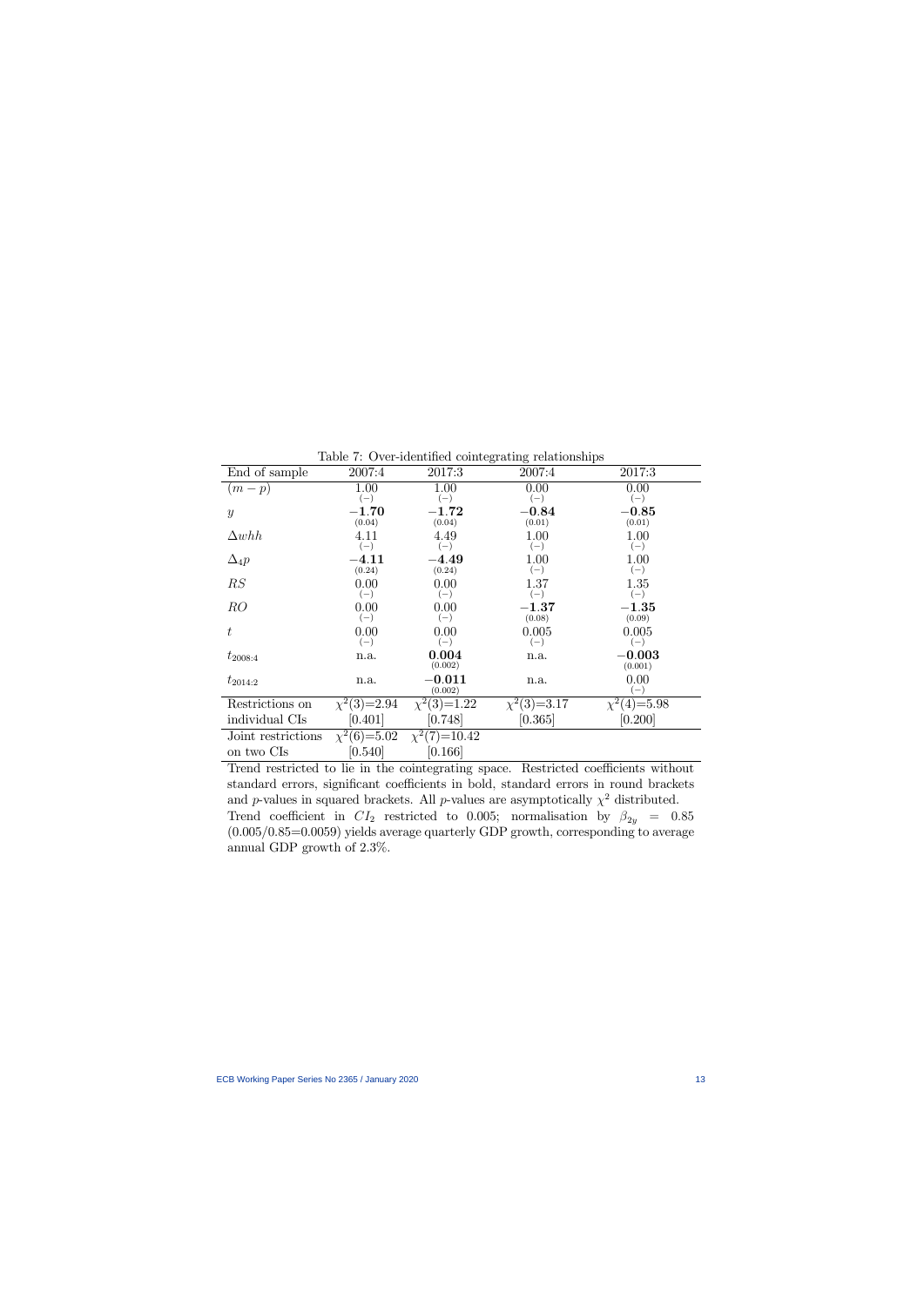Table 7: Over-identified cointegrating relationships

| End of sample | 2007:4 | 2017:3 | 2007:4 | 2017:3 |
|---|---|---|---|---|
| $(m-p)$ | 1.00 (–) | 1.00 (–) | 0.00 (–) | 0.00 (–) |
| $y$ | **−1.70** (0.04) | **−1.72** (0.04) | **−0.84** (0.01) | **−0.85** (0.01) |
| $\Delta whh$ | 4.11 (–) | 4.49 (–) | 1.00 (–) | 1.00 (–) |
| $\Delta_4 p$ | **−4.11** (0.24) | **−4.49** (0.24) | 1.00 (–) | 1.00 (–) |
| $RS$ | 0.00 (–) | 0.00 (–) | 1.37 (–) | 1.35 (–) |
| $RO$ | 0.00 (–) | 0.00 (–) | **−1.37** (0.08) | **−1.35** (0.09) |
| $t$ | 0.00 (–) | 0.00 (–) | 0.005 (–) | 0.005 (–) |
| $t_{2008:4}$ | n.a. | **0.004** (0.002) | n.a. | **−0.003** (0.001) |
| $t_{2014:2}$ | n.a. | **−0.011** (0.002) | n.a. | 0.00 (–) |
| Restrictions on individual CIs | $\chi^2(3)$=2.94 [0.401] | $\chi^2(3)$=1.22 [0.748] | $\chi^2(3)$=3.17 [0.365] | $\chi^2(4)$=5.98 [0.200] |
| Joint restrictions on two CIs | $\chi^2(6)$=5.02 [0.540] | $\chi^2(7)$=10.42 [0.166] | | |

Trend restricted to lie in the cointegrating space. Restricted coefficients without standard errors, significant coefficients in bold, standard errors in round brackets and $p$-values in squared brackets. All $p$-values are asymptotically $\chi^2$ distributed. Trend coefficient in $CI_2$ restricted to 0.005; normalisation by $\beta_{2y} = 0.85$ (0.005/0.85=0.0059) yields average quarterly GDP growth, corresponding to average annual GDP growth of 2.3%.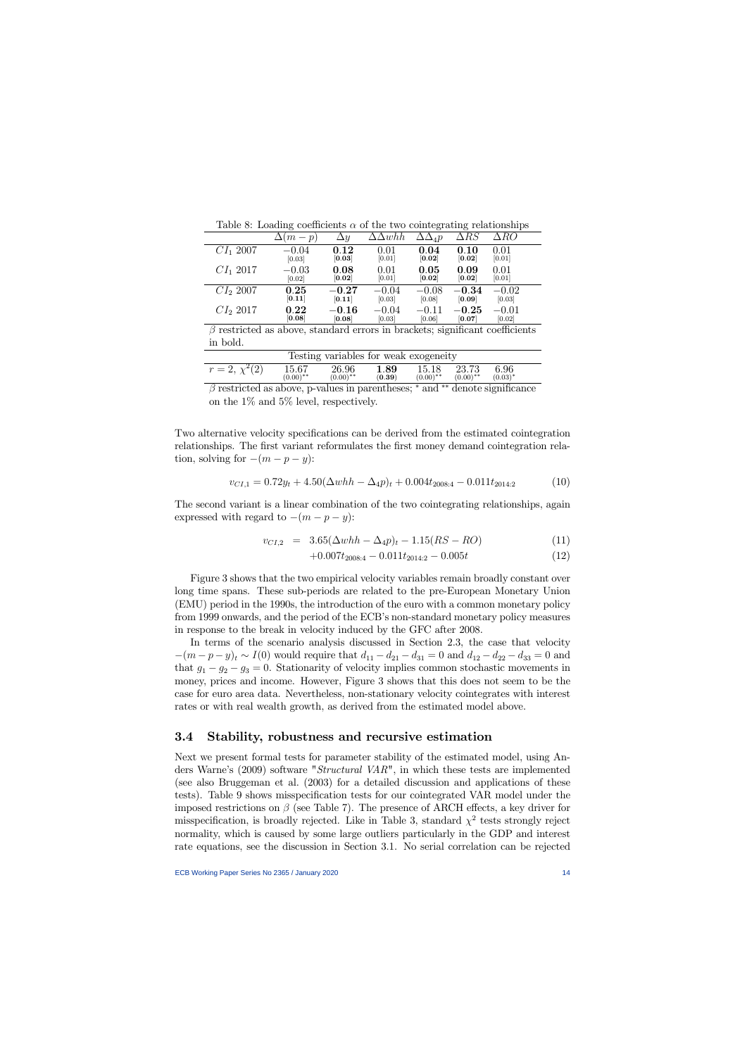Table 8: Loading coefficients $\alpha$ of the two cointegrating relationships

| | $\Delta(m-p)$ | $\Delta y$ | $\Delta\Delta whh$ | $\Delta\Delta_4 p$ | $\Delta RS$ | $\Delta RO$ |
|---|---|---|---|---|---|---|
| $CI_1$ 2007 | $-0.04$ [0.03] | **0.12** **[0.03]** | 0.01 [0.01] | **0.04** **[0.02]** | **0.10** **[0.02]** | 0.01 [0.01] |
| $CI_1$ 2017 | $-0.03$ [0.02] | **0.08** **[0.02]** | 0.01 [0.01] | **0.05** **[0.02]** | **0.09** **[0.02]** | 0.01 [0.01] |
| $CI_2$ 2007 | **0.25** **[0.11]** | $\mathbf{-0.27}$ **[0.11]** | $-0.04$ [0.03] | $-0.08$ [0.08] | $\mathbf{-0.34}$ **[0.09]** | $-0.02$ [0.03] |
| $CI_2$ 2017 | **0.22** **[0.08]** | $\mathbf{-0.16}$ **[0.08]** | $-0.04$ [0.03] | $-0.11$ [0.06] | $\mathbf{-0.25}$ **[0.07]** | $-0.01$ [0.02] |

$\beta$ restricted as above, standard errors in brackets; significant coefficients in bold.

| Testing variables for weak exogeneity | | | | | | |
|---|---|---|---|---|---|---|
| $r=2$, $\chi^2(2)$ | 15.67 $(0.00)^{**}$ | 26.96 $(0.00)^{**}$ | **1.89** **(0.39)** | 15.18 $(0.00)^{**}$ | 23.73 $(0.00)^{**}$ | 6.96 $(0.03)^{*}$ |

$\beta$ restricted as above, p-values in parentheses; $^*$ and $^{**}$ denote significance on the 1% and 5% level, respectively.

Two alternative velocity specifications can be derived from the estimated cointegration relationships. The first variant reformulates the first money demand cointegration relation, solving for $-(m-p-y)$:

$$v_{CI,1} = 0.72y_t + 4.50(\Delta whh - \Delta_4 p)_t + 0.004t_{2008:4} - 0.011t_{2014:2} \tag{10}$$

The second variant is a linear combination of the two cointegrating relationships, again expressed with regard to $-(m-p-y)$:

$$v_{CI,2} = 3.65(\Delta whh - \Delta_4 p)_t - 1.15(RS - RO) \tag{11}$$

$$+0.007t_{2008:4} - 0.011t_{2014:2} - 0.005t \tag{12}$$

Figure 3 shows that the two empirical velocity variables remain broadly constant over long time spans. These sub-periods are related to the pre-European Monetary Union (EMU) period in the 1990s, the introduction of the euro with a common monetary policy from 1999 onwards, and the period of the ECB's non-standard monetary policy measures in response to the break in velocity induced by the GFC after 2008.

In terms of the scenario analysis discussed in Section 2.3, the case that velocity $-(m-p-y)_t \sim I(0)$ would require that $d_{11} - d_{21} - d_{31} = 0$ and $d_{12} - d_{22} - d_{33} = 0$ and that $g_1 - g_2 - g_3 = 0$. Stationarity of velocity implies common stochastic movements in money, prices and income. However, Figure 3 shows that this does not seem to be the case for euro area data. Nevertheless, non-stationary velocity cointegrates with interest rates or with real wealth growth, as derived from the estimated model above.

### 3.4 Stability, robustness and recursive estimation

Next we present formal tests for parameter stability of the estimated model, using Anders Warne's (2009) software "*Structural VAR*", in which these tests are implemented (see also Bruggeman et al. (2003) for a detailed discussion and applications of these tests). Table 9 shows misspecification tests for our cointegrated VAR model under the imposed restrictions on $\beta$ (see Table 7). The presence of ARCH effects, a key driver for misspecification, is broadly rejected. Like in Table 3, standard $\chi^2$ tests strongly reject normality, which is caused by some large outliers particularly in the GDP and interest rate equations, see the discussion in Section 3.1. No serial correlation can be rejected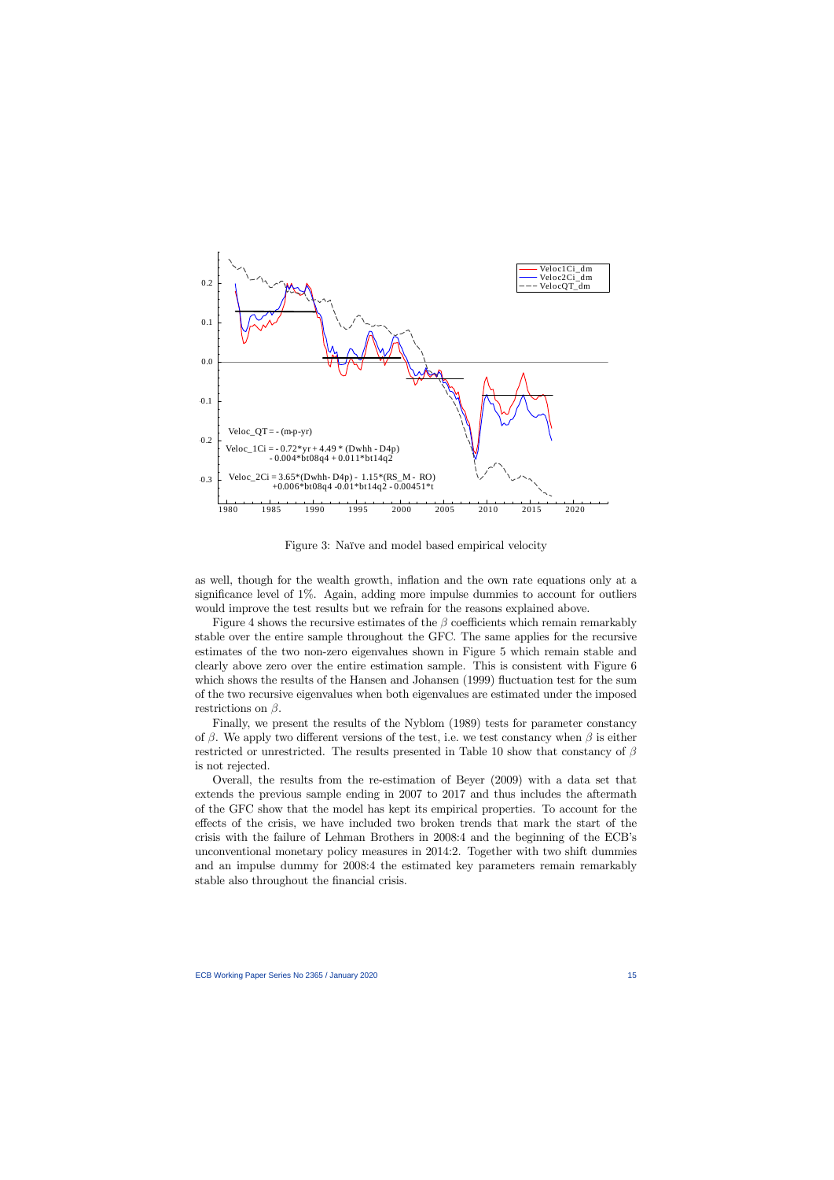Figure 3: Naïve and model based empirical velocity

as well, though for the wealth growth, inflation and the own rate equations only at a significance level of 1%. Again, adding more impulse dummies to account for outliers would improve the test results but we refrain for the reasons explained above.

Figure 4 shows the recursive estimates of the $\beta$ coefficients which remain remarkably stable over the entire sample throughout the GFC. The same applies for the recursive estimates of the two non-zero eigenvalues shown in Figure 5 which remain stable and clearly above zero over the entire estimation sample. This is consistent with Figure 6 which shows the results of the Hansen and Johansen (1999) fluctuation test for the sum of the two recursive eigenvalues when both eigenvalues are estimated under the imposed restrictions on $\beta$.

Finally, we present the results of the Nyblom (1989) tests for parameter constancy of $\beta$. We apply two different versions of the test, i.e. we test constancy when $\beta$ is either restricted or unrestricted. The results presented in Table 10 show that constancy of $\beta$ is not rejected.

Overall, the results from the re-estimation of Beyer (2009) with a data set that extends the previous sample ending in 2007 to 2017 and thus includes the aftermath of the GFC show that the model has kept its empirical properties. To account for the effects of the crisis, we have included two broken trends that mark the start of the crisis with the failure of Lehman Brothers in 2008:4 and the beginning of the ECB's unconventional monetary policy measures in 2014:2. Together with two shift dummies and an impulse dummy for 2008:4 the estimated key parameters remain remarkably stable also throughout the financial crisis.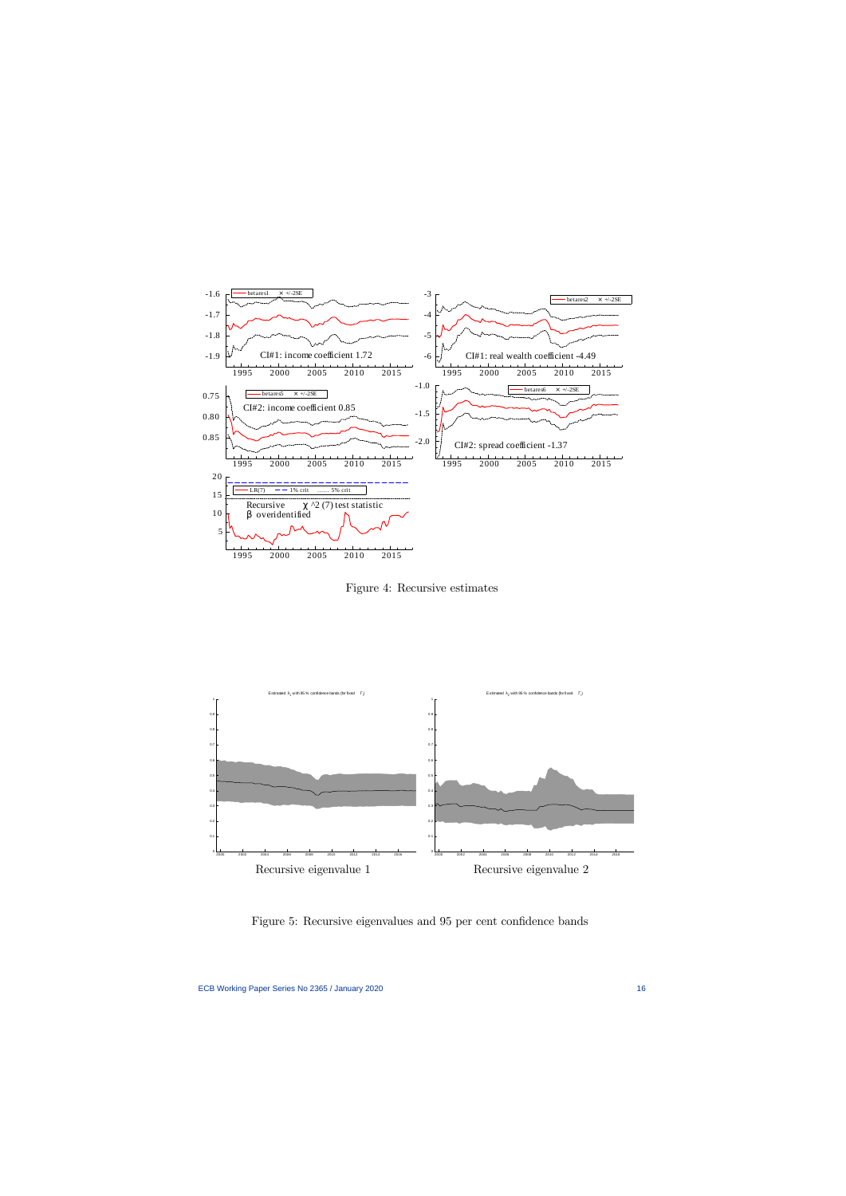Figure 4: Recursive estimates

Recursive eigenvalue 1

Recursive eigenvalue 2

Figure 5: Recursive eigenvalues and 95 per cent confidence bands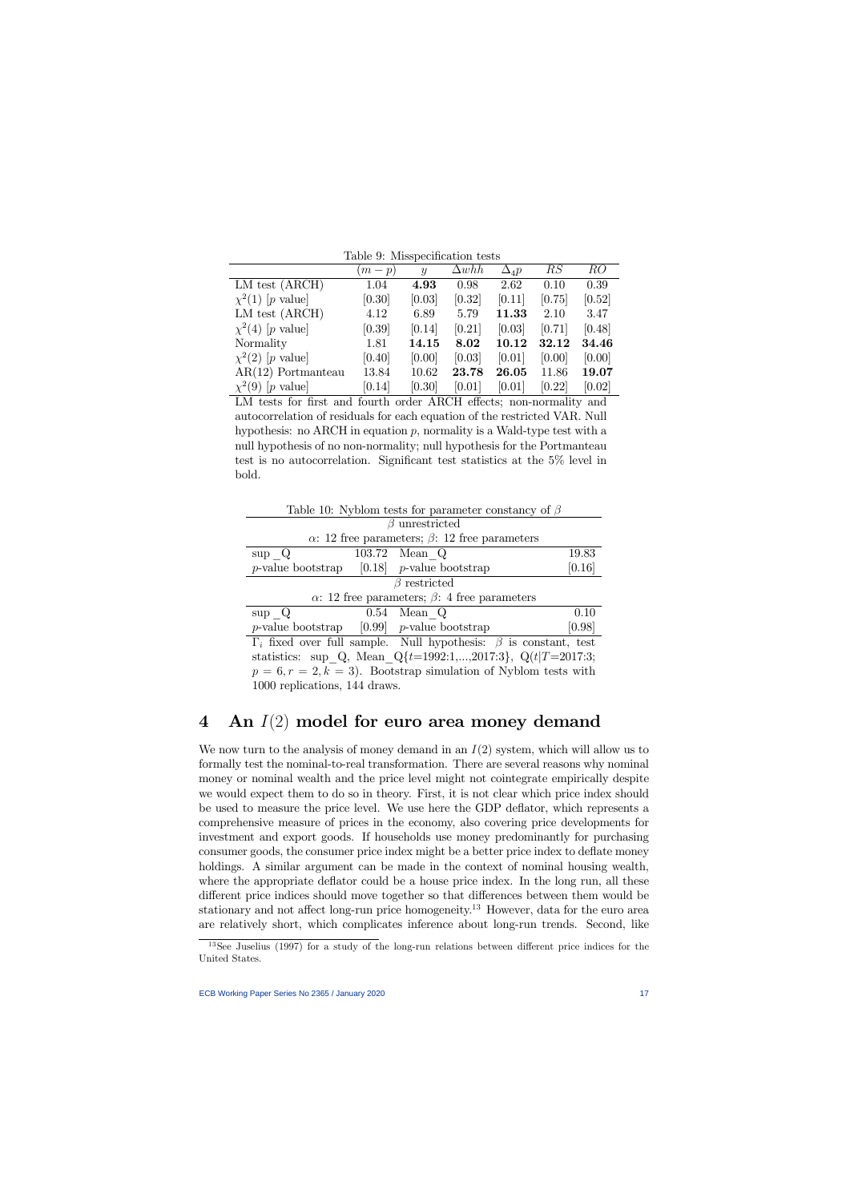Table 9: Misspecification tests

| | $(m-p)$ | $y$ | $\Delta whh$ | $\Delta_4 p$ | $RS$ | $RO$ |
|---|---|---|---|---|---|---|
| LM test (ARCH) | 1.04 | **4.93** | 0.98 | 2.62 | 0.10 | 0.39 |
| $\chi^2(1)$ [$p$ value] | [0.30] | [0.03] | [0.32] | [0.11] | [0.75] | [0.52] |
| LM test (ARCH) | 4.12 | 6.89 | 5.79 | **11.33** | 2.10 | 3.47 |
| $\chi^2(4)$ [$p$ value] | [0.39] | [0.14] | [0.21] | [0.03] | [0.71] | [0.48] |
| Normality | 1.81 | **14.15** | **8.02** | **10.12** | **32.12** | **34.46** |
| $\chi^2(2)$ [$p$ value] | [0.40] | [0.00] | [0.03] | [0.01] | [0.00] | [0.00] |
| AR(12) Portmanteau | 13.84 | 10.62 | **23.78** | **26.05** | 11.86 | **19.07** |
| $\chi^2(9)$ [$p$ value] | [0.14] | [0.30] | [0.01] | [0.01] | [0.22] | [0.02] |

LM tests for first and fourth order ARCH effects; non-normality and autocorrelation of residuals for each equation of the restricted VAR. Null hypothesis: no ARCH in equation $p$, normality is a Wald-type test with a null hypothesis of no non-normality; null hypothesis for the Portmanteau test is no autocorrelation. Significant test statistics at the 5% level in bold.

Table 10: Nyblom tests for parameter constancy of $\beta$

| | | | |
|---|---|---|---|
| $\beta$ unrestricted | | | |
| $\alpha$: 12 free parameters; $\beta$: 12 free parameters | | | |
| sup_Q | 103.72 | Mean_Q | 19.83 |
| $p$-value bootstrap | [0.18] | $p$-value bootstrap | [0.16] |
| $\beta$ restricted | | | |
| $\alpha$: 12 free parameters; $\beta$: 4 free parameters | | | |
| sup_Q | 0.54 | Mean_Q | 0.10 |
| $p$-value bootstrap | [0.99] | $p$-value bootstrap | [0.98] |

$\Gamma_i$ fixed over full sample. Null hypothesis: $\beta$ is constant, test statistics: sup_Q, Mean_Q{$t$=1992:1,...,2017:3}, Q($t|T$=2017:3; $p = 6, r = 2, k = 3$). Bootstrap simulation of Nyblom tests with 1000 replications, 144 draws.

# 4 An $I(2)$ model for euro area money demand

We now turn to the analysis of money demand in an $I(2)$ system, which will allow us to formally test the nominal-to-real transformation. There are several reasons why nominal money or nominal wealth and the price level might not cointegrate empirically despite we would expect them to do so in theory. First, it is not clear which price index should be used to measure the price level. We use here the GDP deflator, which represents a comprehensive measure of prices in the economy, also covering price developments for investment and export goods. If households use money predominantly for purchasing consumer goods, the consumer price index might be a better price index to deflate money holdings. A similar argument can be made in the context of nominal housing wealth, where the appropriate deflator could be a house price index. In the long run, all these different price indices should move together so that differences between them would be stationary and not affect long-run price homogeneity.[13] However, data for the euro area are relatively short, which complicates inference about long-run trends. Second, like

[13] See Juselius (1997) for a study of the long-run relations between different price indices for the United States.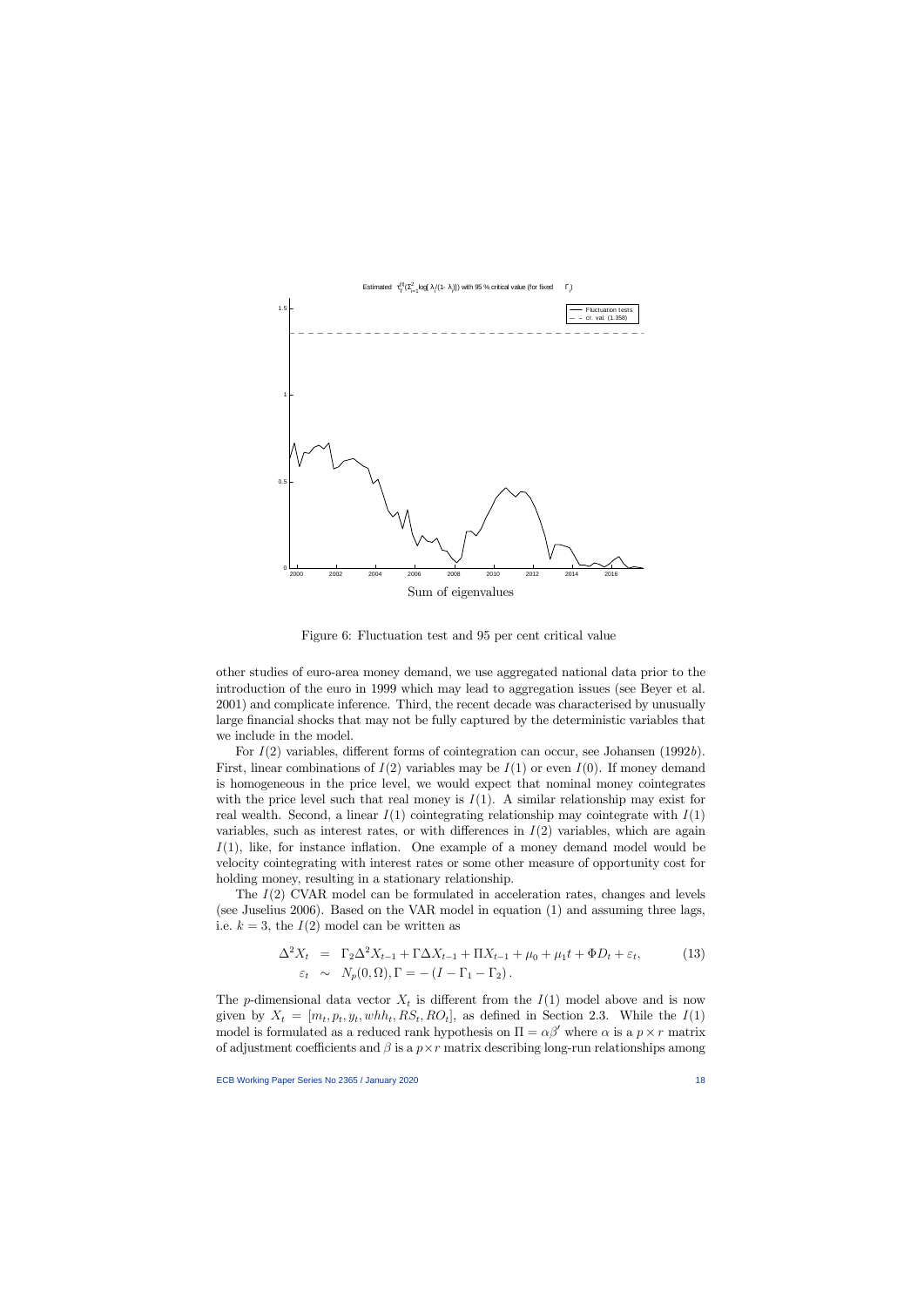Figure 6: Fluctuation test and 95 per cent critical value

other studies of euro-area money demand, we use aggregated national data prior to the introduction of the euro in 1999 which may lead to aggregation issues (see Beyer et al. 2001) and complicate inference. Third, the recent decade was characterised by unusually large financial shocks that may not be fully captured by the deterministic variables that we include in the model.

For $I(2)$ variables, different forms of cointegration can occur, see Johansen (1992*b*). First, linear combinations of $I(2)$ variables may be $I(1)$ or even $I(0)$. If money demand is homogeneous in the price level, we would expect that nominal money cointegrates with the price level such that real money is $I(1)$. A similar relationship may exist for real wealth. Second, a linear $I(1)$ cointegrating relationship may cointegrate with $I(1)$ variables, such as interest rates, or with differences in $I(2)$ variables, which are again $I(1)$, like, for instance inflation. One example of a money demand model would be velocity cointegrating with interest rates or some other measure of opportunity cost for holding money, resulting in a stationary relationship.

The $I(2)$ CVAR model can be formulated in acceleration rates, changes and levels (see Juselius 2006). Based on the VAR model in equation (1) and assuming three lags, i.e. $k = 3$, the $I(2)$ model can be written as

$$\begin{aligned} \Delta^2 X_t &= \Gamma_2 \Delta^2 X_{t-1} + \Gamma \Delta X_{t-1} + \Pi X_{t-1} + \mu_0 + \mu_1 t + \Phi D_t + \varepsilon_t, \\ \varepsilon_t &\sim N_p(0, \Omega), \Gamma = -(I - \Gamma_1 - \Gamma_2). \end{aligned} \tag{13}$$

The $p$-dimensional data vector $X_t$ is different from the $I(1)$ model above and is now given by $X_t = [m_t, p_t, y_t, whh_t, RS_t, RO_t]$, as defined in Section 2.3. While the $I(1)$ model is formulated as a reduced rank hypothesis on $\Pi = \alpha\beta'$ where $\alpha$ is a $p \times r$ matrix of adjustment coefficients and $\beta$ is a $p \times r$ matrix describing long-run relationships among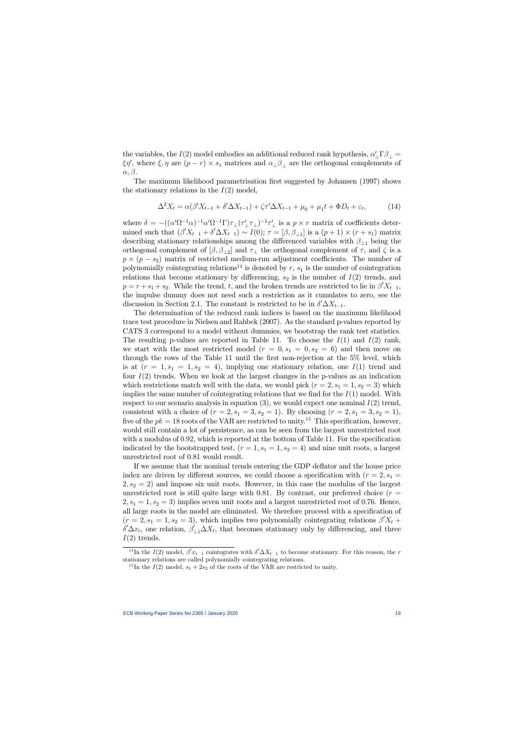the variables, the $I(2)$ model embodies an additional reduced rank hypothesis, $\alpha'_{\perp}\Gamma\beta_{\perp} = \xi\eta'$, where $\xi, \eta$ are $(p-r) \times s_1$ matrices and $\alpha_{\perp}\beta_{\perp}$ are the orthogonal complements of $\alpha, \beta$.

The maximum likelihood parametrisation first suggested by Johansen (1997) shows the stationary relations in the $I(2)$ model,

$$\Delta^2 X_t = \alpha(\beta' X_{t-1} + \delta' \Delta X_{t-1}) + \zeta\tau' \Delta X_{t-1} + \mu_0 + \mu_1 t + \Phi D_t + \varepsilon_t, \tag{14}$$

where $\delta = -((\alpha'\Omega^{-1}\alpha)^{-1}\alpha'\Omega^{-1}\Gamma)\tau_{\perp}(\tau'_{\perp}\tau_{\perp})^{-1}\tau'_{\perp}$ is a $p \times r$ matrix of coefficients determined such that $(\beta' X_{t-1} + \delta' \Delta X_{t-1}) \sim I(0)$; $\tau = [\beta, \beta_{\perp 1}]$ is a $(p+1) \times (r + s_1)$ matrix describing stationary relationships among the differenced variables with $\beta_{\perp 1}$ being the orthogonal complement of $[\beta, \beta_{\perp 2}]$ and $\tau_{\perp}$ the orthogonal complement of $\tau$, and $\zeta$ is a $p \times (p - s_2)$ matrix of restricted medium-run adjustment coefficients. The number of polynomially cointegrating relations[14] is denoted by $r$, $s_1$ is the number of cointegration relations that become stationary by differencing, $s_2$ is the number of $I(2)$ trends, and $p = r + s_1 + s_2$. While the trend, $t$, and the broken trends are restricted to lie in $\beta' X_{t-1}$, the impulse dummy does not need such a restriction as it cumulates to zero, see the discussion in Section 2.1. The constant is restricted to be in $\delta' \Delta X_{t-1}$.

The determination of the reduced rank indices is based on the maximum likelihood trace test procedure in Nielsen and Rahbek (2007). As the standard p-values reported by CATS 3 correspond to a model without dummies, we bootstrap the rank test statistics. The resulting p-values are reported in Table 11. To choose the $I(1)$ and $I(2)$ rank, we start with the most restricted model ($r = 0, s_1 = 0, s_2 = 6$) and then move on through the rows of the Table 11 until the first non-rejection at the 5% level, which is at ($r = 1, s_1 = 1, s_2 = 4$), implying one stationary relation, one $I(1)$ trend and four $I(2)$ trends. When we look at the largest changes in the p-values as an indication which restrictions match well with the data, we would pick ($r = 2, s_1 = 1, s_2 = 3$) which implies the same number of cointegrating relations that we find for the $I(1)$ model. With respect to our scenario analysis in equation (3), we would expect one nominal $I(2)$ trend, consistent with a choice of ($r = 2, s_1 = 3, s_2 = 1$). By choosing ($r = 2, s_1 = 3, s_2 = 1$), five of the $pk = 18$ roots of the VAR are restricted to unity.[15] This specification, however, would still contain a lot of persistence, as can be seen from the largest unrestricted root with a modulus of 0.92, which is reported at the bottom of Table 11. For the specification indicated by the bootstrapped test, ($r = 1, s_1 = 1, s_2 = 4$) and nine unit roots, a largest unrestricted root of 0.81 would result.

If we assume that the nominal trends entering the GDP deflator and the house price index are driven by different sources, we could choose a specification with ($r = 2, s_1 = 2, s_2 = 2$) and impose six unit roots. However, in this case the modulus of the largest unrestricted root is still quite large with 0.81. By contrast, our preferred choice ($r = 2, s_1 = 1, s_2 = 3$) implies seven unit roots and a largest unrestricted root of 0.76. Hence, all large roots in the model are eliminated. We therefore proceed with a specification of ($r = 2, s_1 = 1, s_2 = 3$), which implies two polynomially cointegrating relations $\beta' X_t + \delta' \Delta x_t$, one relation, $\beta'_{\perp 1} \Delta X_t$, that becomes stationary only by differencing, and three $I(2)$ trends.

[14] In the $I(2)$ model, $\beta' x_{t-1}$ cointegrates with $\delta' \Delta X_{t-1}$ to become stationary. For this reason, the $r$ stationary relations are called polynomially cointegrating relations.

[15] In the $I(2)$ model, $s_1 + 2s_2$ of the roots of the VAR are restricted to unity.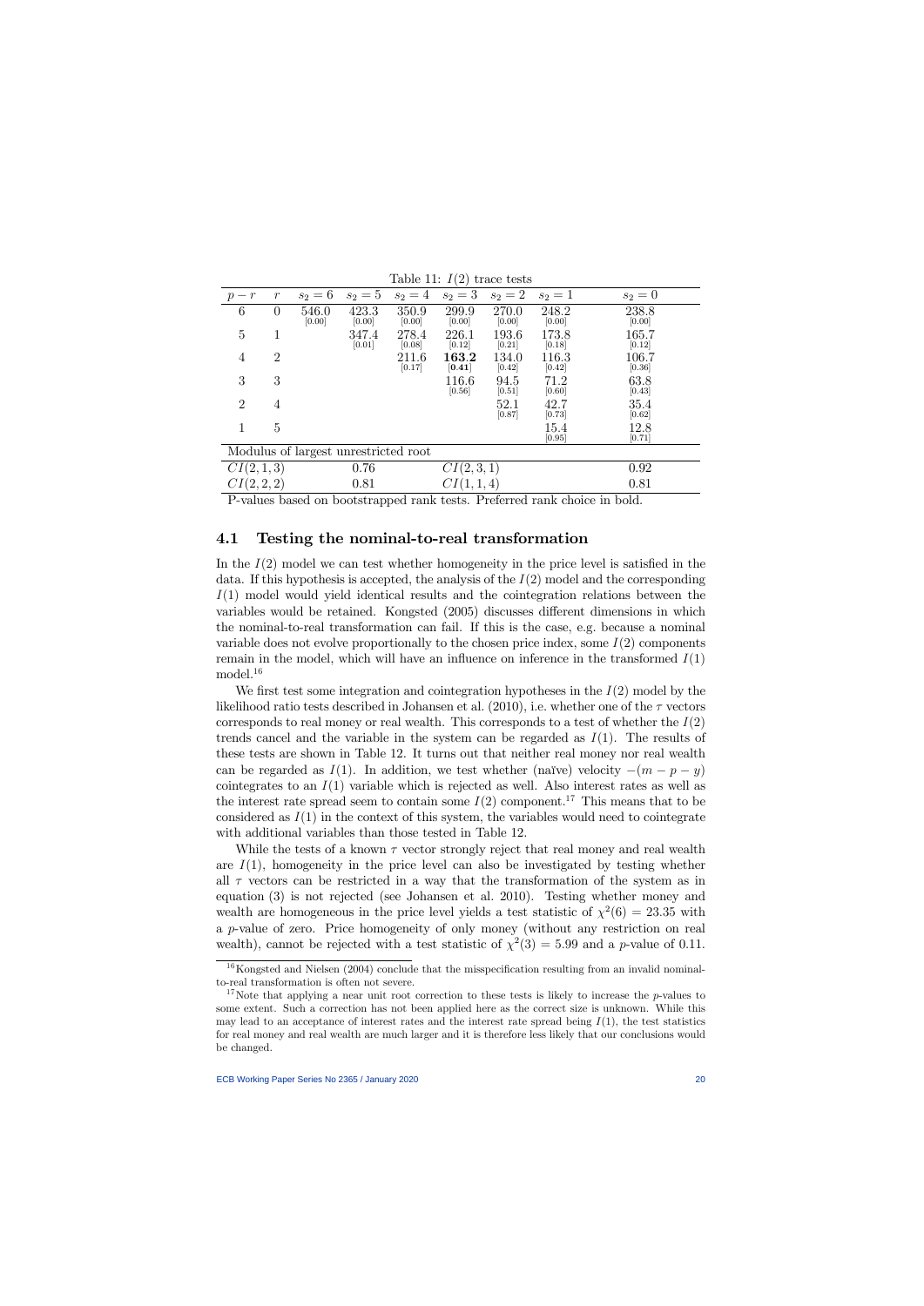Table 11: $I(2)$ trace tests

| $p-r$ | $r$ | $s_2=6$ | $s_2=5$ | $s_2=4$ | $s_2=3$ | $s_2=2$ | $s_2=1$ | $s_2=0$ |
|---|---|---|---|---|---|---|---|---|
| 6 | 0 | 546.0 [0.00] | 423.3 [0.00] | 350.9 [0.00] | 299.9 [0.00] | 270.0 [0.00] | 248.2 [0.00] | 238.8 [0.00] |
| 5 | 1 | | 347.4 [0.01] | 278.4 [0.08] | 226.1 [0.12] | 193.6 [0.21] | 173.8 [0.18] | 165.7 [0.12] |
| 4 | 2 | | | 211.6 [0.17] | **163.2** **[0.41]** | 134.0 [0.42] | 116.3 [0.42] | 106.7 [0.36] |
| 3 | 3 | | | | 116.6 [0.56] | 94.5 [0.51] | 71.2 [0.60] | 63.8 [0.43] |
| 2 | 4 | | | | | 52.1 [0.87] | 42.7 [0.73] | 35.4 [0.62] |
| 1 | 5 | | | | | | 15.4 [0.95] | 12.8 [0.71] |
| Modulus of largest unrestricted root | | | | | | | | |
| $CI(2,1,3)$ | | | 0.76 | | $CI(2,3,1)$ | | | 0.92 |
| $CI(2,2,2)$ | | | 0.81 | | $CI(1,1,4)$ | | | 0.81 |

P-values based on bootstrapped rank tests. Preferred rank choice in bold.

### 4.1 Testing the nominal-to-real transformation

In the $I(2)$ model we can test whether homogeneity in the price level is satisfied in the data. If this hypothesis is accepted, the analysis of the $I(2)$ model and the corresponding $I(1)$ model would yield identical results and the cointegration relations between the variables would be retained. Kongsted (2005) discusses different dimensions in which the nominal-to-real transformation can fail. If this is the case, e.g. because a nominal variable does not evolve proportionally to the chosen price index, some $I(2)$ components remain in the model, which will have an influence on inference in the transformed $I(1)$ model.[16]

We first test some integration and cointegration hypotheses in the $I(2)$ model by the likelihood ratio tests described in Johansen et al. (2010), i.e. whether one of the $\tau$ vectors corresponds to real money or real wealth. This corresponds to a test of whether the $I(2)$ trends cancel and the variable in the system can be regarded as $I(1)$. The results of these tests are shown in Table 12. It turns out that neither real money nor real wealth can be regarded as $I(1)$. In addition, we test whether (naïve) velocity $-(m-p-y)$ cointegrates to an $I(1)$ variable which is rejected as well. Also interest rates as well as the interest rate spread seem to contain some $I(2)$ component.[17] This means that to be considered as $I(1)$ in the context of this system, the variables would need to cointegrate with additional variables than those tested in Table 12.

While the tests of a known $\tau$ vector strongly reject that real money and real wealth are $I(1)$, homogeneity in the price level can also be investigated by testing whether all $\tau$ vectors can be restricted in a way that the transformation of the system as in equation (3) is not rejected (see Johansen et al. 2010). Testing whether money and wealth are homogeneous in the price level yields a test statistic of $\chi^2(6) = 23.35$ with a $p$-value of zero. Price homogeneity of only money (without any restriction on real wealth), cannot be rejected with a test statistic of $\chi^2(3) = 5.99$ and a $p$-value of 0.11.

[16] Kongsted and Nielsen (2004) conclude that the misspecification resulting from an invalid nominal-to-real transformation is often not severe.

[17] Note that applying a near unit root correction to these tests is likely to increase the $p$-values to some extent. Such a correction has not been applied here as the correct size is unknown. While this may lead to an acceptance of interest rates and the interest rate spread being $I(1)$, the test statistics for real money and real wealth are much larger and it is therefore less likely that our conclusions would be changed.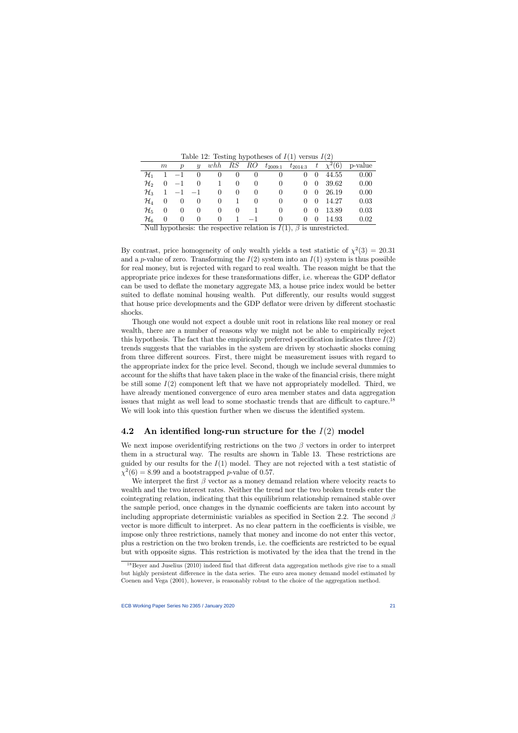Table 12: Testing hypotheses of $I(1)$ versus $I(2)$

| | $m$ | $p$ | $y$ | $whh$ | $RS$ | $RO$ | $t_{2009:1}$ | $t_{2014:3}$ | $t$ | $\chi^2(6)$ | p-value |
|---|---|---|---|---|---|---|---|---|---|---|---|
| $\mathcal{H}_1$ | 1 | $-1$ | 0 | 0 | 0 | 0 | 0 | 0 | 0 | 44.55 | 0.00 |
| $\mathcal{H}_2$ | 0 | $-1$ | 0 | 1 | 0 | 0 | 0 | 0 | 0 | 39.62 | 0.00 |
| $\mathcal{H}_3$ | 1 | $-1$ | $-1$ | 0 | 0 | 0 | 0 | 0 | 0 | 26.19 | 0.00 |
| $\mathcal{H}_4$ | 0 | 0 | 0 | 0 | 1 | 0 | 0 | 0 | 0 | 14.27 | 0.03 |
| $\mathcal{H}_5$ | 0 | 0 | 0 | 0 | 0 | 1 | 0 | 0 | 0 | 13.89 | 0.03 |
| $\mathcal{H}_6$ | 0 | 0 | 0 | 0 | 1 | $-1$ | 0 | 0 | 0 | 14.93 | 0.02 |

Null hypothesis: the respective relation is $I(1)$, $\beta$ is unrestricted.

By contrast, price homogeneity of only wealth yields a test statistic of $\chi^2(3) = 20.31$ and a $p$-value of zero. Transforming the $I(2)$ system into an $I(1)$ system is thus possible for real money, but is rejected with regard to real wealth. The reason might be that the appropriate price indexes for these transformations differ, i.e. whereas the GDP deflator can be used to deflate the monetary aggregate M3, a house price index would be better suited to deflate nominal housing wealth. Put differently, our results would suggest that house price developments and the GDP deflator were driven by different stochastic shocks.

Though one would not expect a double unit root in relations like real money or real wealth, there are a number of reasons why we might not be able to empirically reject this hypothesis. The fact that the empirically preferred specification indicates three $I(2)$ trends suggests that the variables in the system are driven by stochastic shocks coming from three different sources. First, there might be measurement issues with regard to the appropriate index for the price level. Second, though we include several dummies to account for the shifts that have taken place in the wake of the financial crisis, there might be still some $I(2)$ component left that we have not appropriately modelled. Third, we have already mentioned convergence of euro area member states and data aggregation issues that might as well lead to some stochastic trends that are difficult to capture.[18] We will look into this question further when we discuss the identified system.

## 4.2 An identified long-run structure for the $I(2)$ model

We next impose overidentifying restrictions on the two $\beta$ vectors in order to interpret them in a structural way. The results are shown in Table 13. These restrictions are guided by our results for the $I(1)$ model. They are not rejected with a test statistic of $\chi^2(6) = 8.99$ and a bootstrapped $p$-value of 0.57.

We interpret the first $\beta$ vector as a money demand relation where velocity reacts to wealth and the two interest rates. Neither the trend nor the two broken trends enter the cointegrating relation, indicating that this equilibrium relationship remained stable over the sample period, once changes in the dynamic coefficients are taken into account by including appropriate deterministic variables as specified in Section 2.2. The second $\beta$ vector is more difficult to interpret. As no clear pattern in the coefficients is visible, we impose only three restrictions, namely that money and income do not enter this vector, plus a restriction on the two broken trends, i.e. the coefficients are restricted to be equal but with opposite signs. This restriction is motivated by the idea that the trend in the

[18] Beyer and Juselius (2010) indeed find that different data aggregation methods give rise to a small but highly persistent difference in the data series. The euro area money demand model estimated by Coenen and Vega (2001), however, is reasonably robust to the choice of the aggregation method.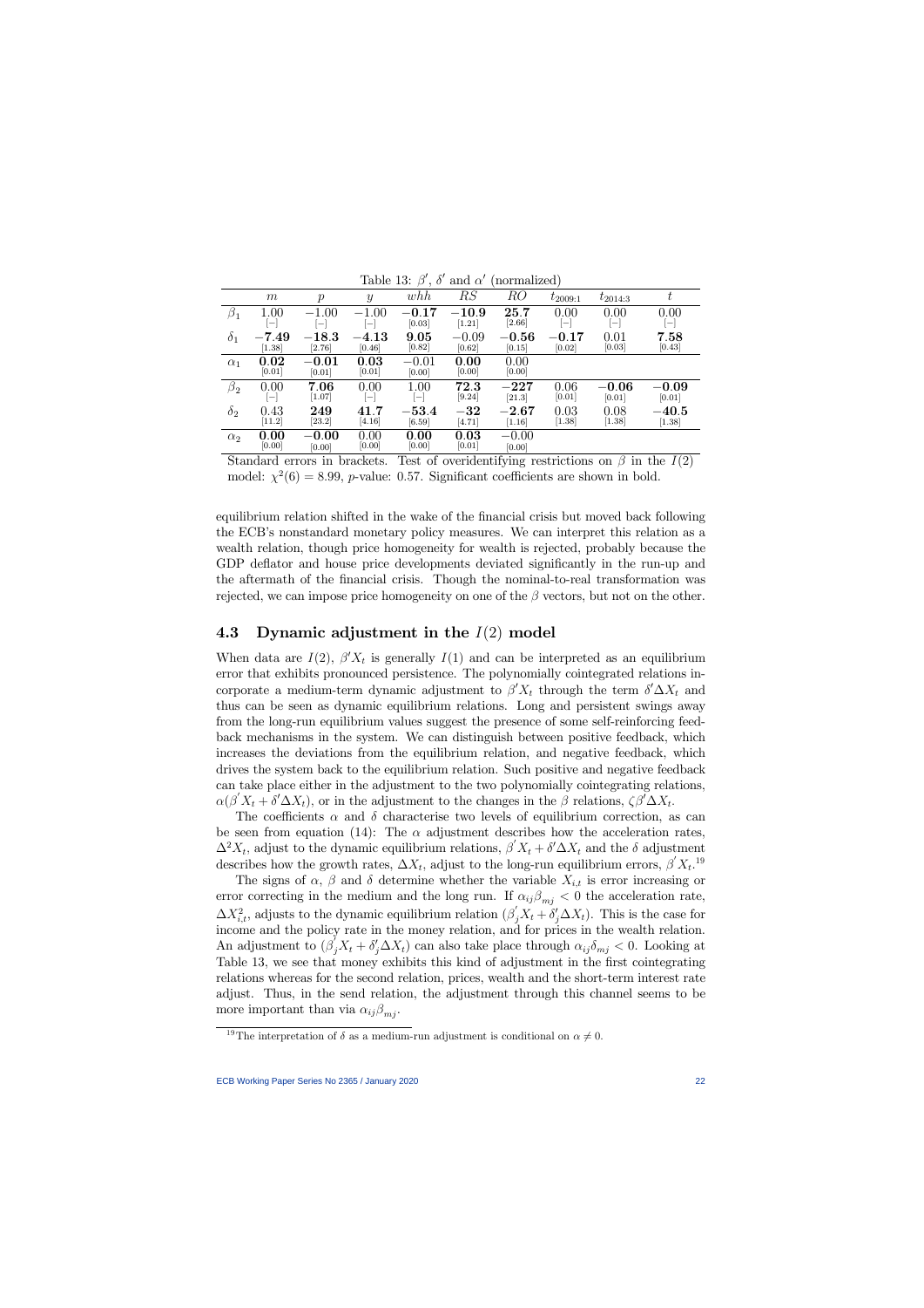Table 13: $\beta'$, $\delta'$ and $\alpha'$ (normalized)

| | $m$ | $p$ | $y$ | $whh$ | $RS$ | $RO$ | $t_{2009:1}$ | $t_{2014:3}$ | $t$ |
|---|---|---|---|---|---|---|---|---|---|
| $\beta_1$ | 1.00 [–] | −1.00 [–] | −1.00 [–] | **−0.17** [0.03] | **−10.9** [1.21] | **25.7** [2.66] | 0.00 [–] | 0.00 [–] | 0.00 [–] |
| $\delta_1$ | **−7.49** [1.38] | **−18.3** [2.76] | **−4.13** [0.46] | **9.05** [0.82] | −0.09 [0.62] | **−0.56** [0.15] | **−0.17** [0.02] | 0.01 [0.03] | **7.58** [0.43] |
| $\alpha_1$ | **0.02** [0.01] | **−0.01** [0.01] | **0.03** [0.01] | −0.01 [0.00] | **0.00** [0.00] | 0.00 [0.00] | | | |
| $\beta_2$ | 0.00 [–] | **7.06** [1.07] | 0.00 [–] | 1.00 [–] | **72.3** [9.24] | **−227** [21.3] | 0.06 [0.01] | **−0.06** [0.01] | **−0.09** [0.01] |
| $\delta_2$ | 0.43 [11.2] | **249** [23.2] | **41.7** [4.16] | **−53.4** [6.59] | **−32** [4.71] | **−2.67** [1.16] | 0.03 [1.38] | 0.08 [1.38] | **−40.5** [1.38] |
| $\alpha_2$ | **0.00** [0.00] | **−0.00** [0.00] | 0.00 [0.00] | **0.00** [0.00] | **0.03** [0.01] | −0.00 [0.00] | | | |

Standard errors in brackets. Test of overidentifying restrictions on $\beta$ in the $I(2)$ model: $\chi^2(6) = 8.99$, $p$-value: 0.57. Significant coefficients are shown in bold.

equilibrium relation shifted in the wake of the financial crisis but moved back following the ECB's nonstandard monetary policy measures. We can interpret this relation as a wealth relation, though price homogeneity for wealth is rejected, probably because the GDP deflator and house price developments deviated significantly in the run-up and the aftermath of the financial crisis. Though the nominal-to-real transformation was rejected, we can impose price homogeneity on one of the $\beta$ vectors, but not on the other.

## 4.3 Dynamic adjustment in the $I(2)$ model

When data are $I(2)$, $\beta' X_t$ is generally $I(1)$ and can be interpreted as an equilibrium error that exhibits pronounced persistence. The polynomially cointegrated relations incorporate a medium-term dynamic adjustment to $\beta' X_t$ through the term $\delta' \Delta X_t$ and thus can be seen as dynamic equilibrium relations. Long and persistent swings away from the long-run equilibrium values suggest the presence of some self-reinforcing feedback mechanisms in the system. We can distinguish between positive feedback, which increases the deviations from the equilibrium relation, and negative feedback, which drives the system back to the equilibrium relation. Such positive and negative feedback can take place either in the adjustment to the two polynomially cointegrating relations, $\alpha(\beta' X_t + \delta' \Delta X_t)$, or in the adjustment to the changes in the $\beta$ relations, $\zeta \beta' \Delta X_t$.

The coefficients $\alpha$ and $\delta$ characterise two levels of equilibrium correction, as can be seen from equation (14): The $\alpha$ adjustment describes how the acceleration rates, $\Delta^2 X_t$, adjust to the dynamic equilibrium relations, $\beta' X_t + \delta' \Delta X_t$ and the $\delta$ adjustment describes how the growth rates, $\Delta X_t$, adjust to the long-run equilibrium errors, $\beta' X_t$.[19]

The signs of $\alpha$, $\beta$ and $\delta$ determine whether the variable $X_{i,t}$ is error increasing or error correcting in the medium and the long run. If $\alpha_{ij}\beta_{mj} < 0$ the acceleration rate, $\Delta X_{i,t}^2$, adjusts to the dynamic equilibrium relation $(\beta_j' X_t + \delta_j' \Delta X_t)$. This is the case for income and the policy rate in the money relation, and for prices in the wealth relation. An adjustment to $(\beta_j' X_t + \delta_j' \Delta X_t)$ can also take place through $\alpha_{ij}\delta_{mj} < 0$. Looking at Table 13, we see that money exhibits this kind of adjustment in the first cointegrating relations whereas for the second relation, prices, wealth and the short-term interest rate adjust. Thus, in the send relation, the adjustment through this channel seems to be more important than via $\alpha_{ij}\beta_{mj}$.

[19] The interpretation of $\delta$ as a medium-run adjustment is conditional on $\alpha \neq 0$.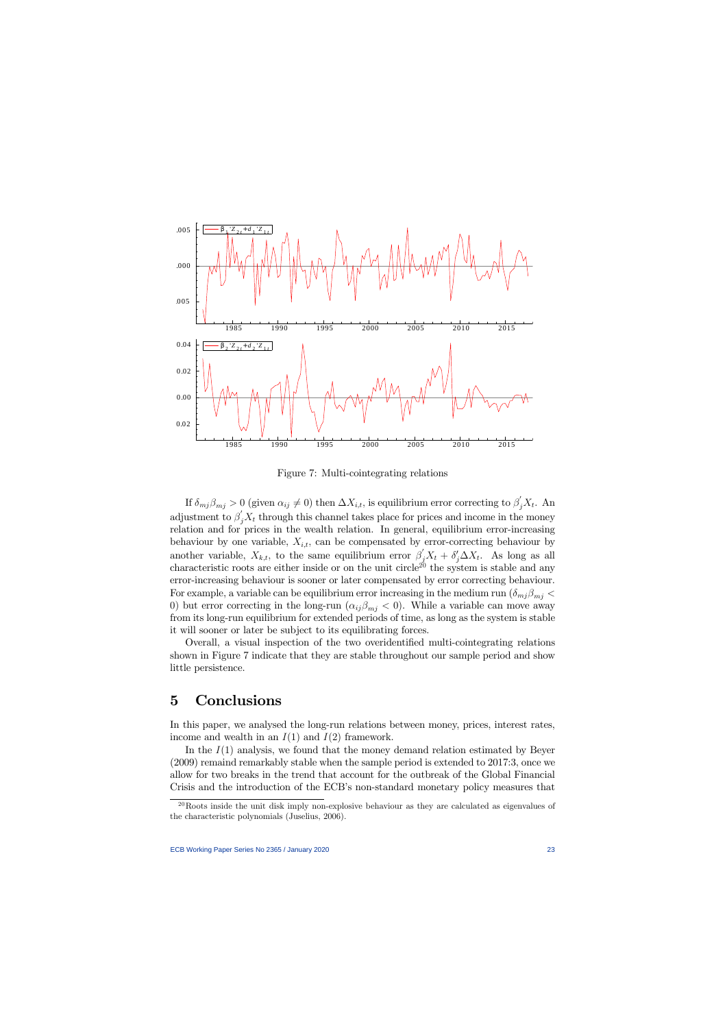Figure 7: Multi-cointegrating relations

If $\delta_{mj}\beta_{mj} > 0$ (given $\alpha_{ij} \neq 0$) then $\Delta X_{i,t}$, is equilibrium error correcting to $\beta_j^{'}X_t$. An adjustment to $\beta_j^{'}X_t$ through this channel takes place for prices and income in the money relation and for prices in the wealth relation. In general, equilibrium error-increasing behaviour by one variable, $X_{i,t}$, can be compensated by error-correcting behaviour by another variable, $X_{k,t}$, to the same equilibrium error $\beta_j^{'}X_t + \delta_j^{'}\Delta X_t$. As long as all characteristic roots are either inside or on the unit circle[20] the system is stable and any error-increasing behaviour is sooner or later compensated by error correcting behaviour. For example, a variable can be equilibrium error increasing in the medium run ($\delta_{mj}\beta_{mj} < 0$) but error correcting in the long-run ($\alpha_{ij}\beta_{mj} < 0$). While a variable can move away from its long-run equilibrium for extended periods of time, as long as the system is stable it will sooner or later be subject to its equilibrating forces.

Overall, a visual inspection of the two overidentified multi-cointegrating relations shown in Figure 7 indicate that they are stable throughout our sample period and show little persistence.

# 5 Conclusions

In this paper, we analysed the long-run relations between money, prices, interest rates, income and wealth in an $I(1)$ and $I(2)$ framework.

In the $I(1)$ analysis, we found that the money demand relation estimated by Beyer (2009) remaind remarkably stable when the sample period is extended to 2017:3, once we allow for two breaks in the trend that account for the outbreak of the Global Financial Crisis and the introduction of the ECB's non-standard monetary policy measures that

[20] Roots inside the unit disk imply non-explosive behaviour as they are calculated as eigenvalues of the characteristic polynomials (Juselius, 2006).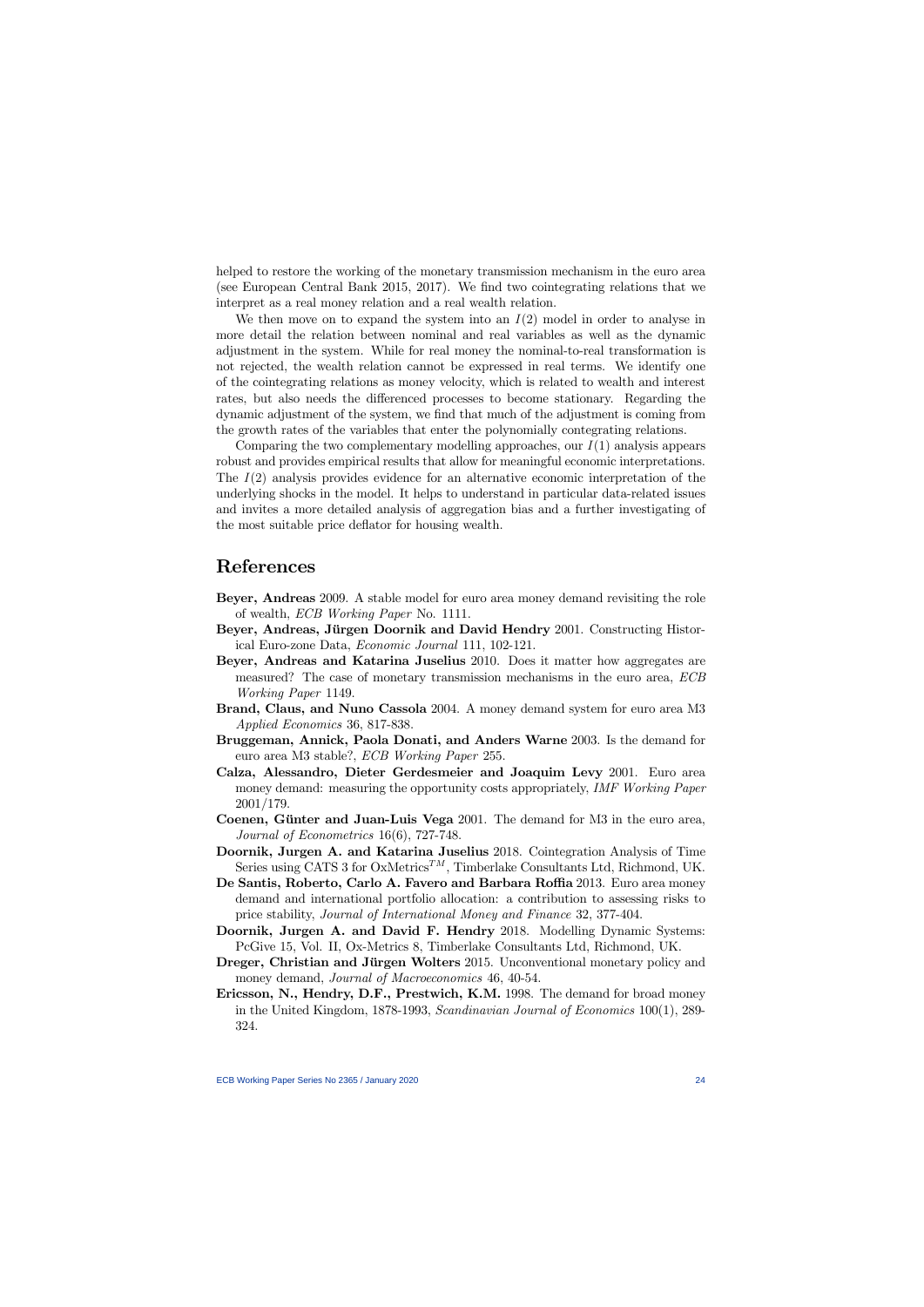helped to restore the working of the monetary transmission mechanism in the euro area (see European Central Bank 2015, 2017). We find two cointegrating relations that we interpret as a real money relation and a real wealth relation.

We then move on to expand the system into an $I(2)$ model in order to analyse in more detail the relation between nominal and real variables as well as the dynamic adjustment in the system. While for real money the nominal-to-real transformation is not rejected, the wealth relation cannot be expressed in real terms. We identify one of the cointegrating relations as money velocity, which is related to wealth and interest rates, but also needs the differenced processes to become stationary. Regarding the dynamic adjustment of the system, we find that much of the adjustment is coming from the growth rates of the variables that enter the polynomially cointegrating relations.

Comparing the two complementary modelling approaches, our $I(1)$ analysis appears robust and provides empirical results that allow for meaningful economic interpretations. The $I(2)$ analysis provides evidence for an alternative economic interpretation of the underlying shocks in the model. It helps to understand in particular data-related issues and invites a more detailed analysis of aggregation bias and a further investigating of the most suitable price deflator for housing wealth.

# References

**Beyer, Andreas** 2009. A stable model for euro area money demand revisiting the role of wealth, *ECB Working Paper* No. 1111.

**Beyer, Andreas, Jürgen Doornik and David Hendry** 2001. Constructing Historical Euro-zone Data, *Economic Journal* 111, 102-121.

**Beyer, Andreas and Katarina Juselius** 2010. Does it matter how aggregates are measured? The case of monetary transmission mechanisms in the euro area, *ECB Working Paper* 1149.

**Brand, Claus, and Nuno Cassola** 2004. A money demand system for euro area M3 *Applied Economics* 36, 817-838.

**Bruggeman, Annick, Paola Donati, and Anders Warne** 2003. Is the demand for euro area M3 stable?, *ECB Working Paper* 255.

**Calza, Alessandro, Dieter Gerdesmeier and Joaquim Levy** 2001. Euro area money demand: measuring the opportunity costs appropriately, *IMF Working Paper* 2001/179.

**Coenen, Günter and Juan-Luis Vega** 2001. The demand for M3 in the euro area, *Journal of Econometrics* 16(6), 727-748.

**Doornik, Jurgen A. and Katarina Juselius** 2018. Cointegration Analysis of Time Series using CATS 3 for OxMetrics$^{TM}$, Timberlake Consultants Ltd, Richmond, UK.

**De Santis, Roberto, Carlo A. Favero and Barbara Roffia** 2013. Euro area money demand and international portfolio allocation: a contribution to assessing risks to price stability, *Journal of International Money and Finance* 32, 377-404.

**Doornik, Jurgen A. and David F. Hendry** 2018. Modelling Dynamic Systems: PcGive 15, Vol. II, Ox-Metrics 8, Timberlake Consultants Ltd, Richmond, UK.

**Dreger, Christian and Jürgen Wolters** 2015. Unconventional monetary policy and money demand, *Journal of Macroeconomics* 46, 40-54.

**Ericsson, N., Hendry, D.F., Prestwich, K.M.** 1998. The demand for broad money in the United Kingdom, 1878-1993, *Scandinavian Journal of Economics* 100(1), 289-324.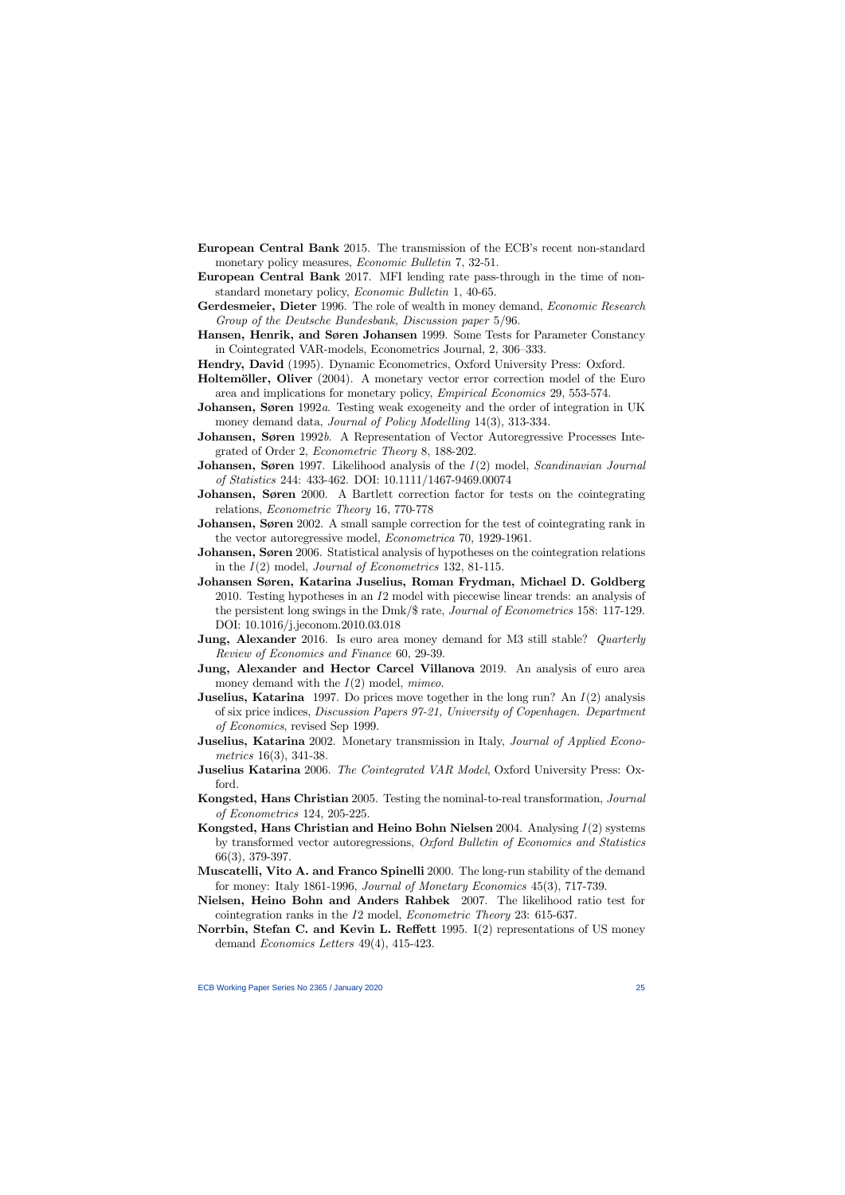**European Central Bank** 2015. The transmission of the ECB's recent non-standard monetary policy measures, *Economic Bulletin* 7, 32-51.

**European Central Bank** 2017. MFI lending rate pass-through in the time of non-standard monetary policy, *Economic Bulletin* 1, 40-65.

**Gerdesmeier, Dieter** 1996. The role of wealth in money demand, *Economic Research Group of the Deutsche Bundesbank, Discussion paper* 5/96.

**Hansen, Henrik, and Søren Johansen** 1999. Some Tests for Parameter Constancy in Cointegrated VAR-models, Econometrics Journal, 2, 306–333.

**Hendry, David** (1995). Dynamic Econometrics, Oxford University Press: Oxford.

**Holtemöller, Oliver** (2004). A monetary vector error correction model of the Euro area and implications for monetary policy, *Empirical Economics* 29, 553-574.

**Johansen, Søren** 1992*a*. Testing weak exogeneity and the order of integration in UK money demand data, *Journal of Policy Modelling* 14(3), 313-334.

**Johansen, Søren** 1992*b*. A Representation of Vector Autoregressive Processes Integrated of Order 2, *Econometric Theory* 8, 188-202.

**Johansen, Søren** 1997. Likelihood analysis of the $I(2)$ model, *Scandinavian Journal of Statistics* 244: 433-462. DOI: 10.1111/1467-9469.00074

**Johansen, Søren** 2000. A Bartlett correction factor for tests on the cointegrating relations, *Econometric Theory* 16, 770-778

**Johansen, Søren** 2002. A small sample correction for the test of cointegrating rank in the vector autoregressive model, *Econometrica* 70, 1929-1961.

**Johansen, Søren** 2006. Statistical analysis of hypotheses on the cointegration relations in the $I(2)$ model, *Journal of Econometrics* 132, 81-115.

**Johansen Søren, Katarina Juselius, Roman Frydman, Michael D. Goldberg** 2010. Testing hypotheses in an $I2$ model with piecewise linear trends: an analysis of the persistent long swings in the Dmk/$ rate, *Journal of Econometrics* 158: 117-129. DOI: 10.1016/j.jeconom.2010.03.018

**Jung, Alexander** 2016. Is euro area money demand for M3 still stable? *Quarterly Review of Economics and Finance* 60, 29-39.

**Jung, Alexander and Hector Carcel Villanova** 2019. An analysis of euro area money demand with the $I(2)$ model, *mimeo*.

**Juselius, Katarina** 1997. Do prices move together in the long run? An $I(2)$ analysis of six price indices, *Discussion Papers 97-21, University of Copenhagen. Department of Economics*, revised Sep 1999.

**Juselius, Katarina** 2002. Monetary transmission in Italy, *Journal of Applied Econometrics* 16(3), 341-38.

**Juselius Katarina** 2006. *The Cointegrated VAR Model*, Oxford University Press: Oxford.

**Kongsted, Hans Christian** 2005. Testing the nominal-to-real transformation, *Journal of Econometrics* 124, 205-225.

**Kongsted, Hans Christian and Heino Bohn Nielsen** 2004. Analysing $I(2)$ systems by transformed vector autoregressions, *Oxford Bulletin of Economics and Statistics* 66(3), 379-397.

**Muscatelli, Vito A. and Franco Spinelli** 2000. The long-run stability of the demand for money: Italy 1861-1996, *Journal of Monetary Economics* 45(3), 717-739.

**Nielsen, Heino Bohn and Anders Rahbek** 2007. The likelihood ratio test for cointegration ranks in the $I2$ model, *Econometric Theory* 23: 615-637.

**Norrbin, Stefan C. and Kevin L. Reffett** 1995. I(2) representations of US money demand *Economics Letters* 49(4), 415-423.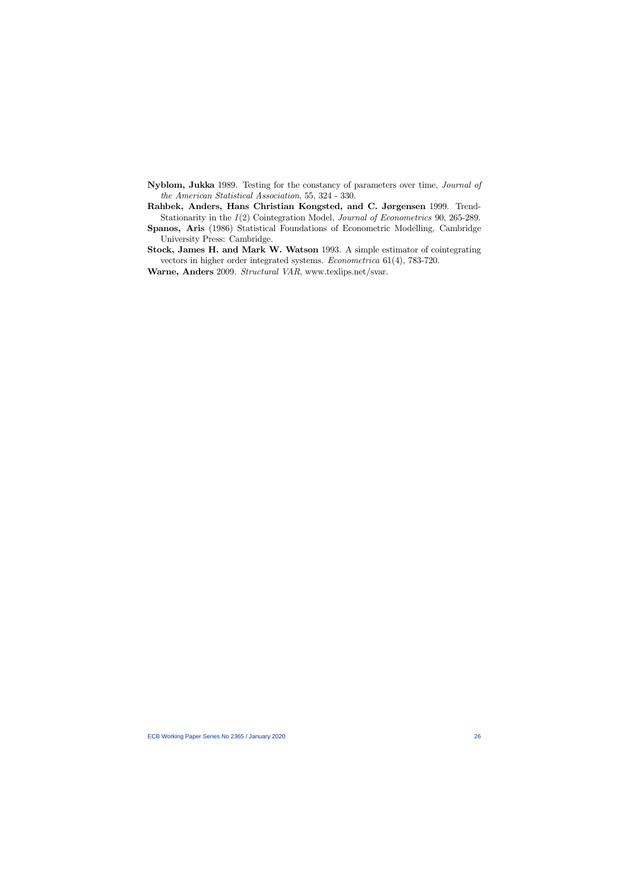**Nyblom, Jukka** 1989. Testing for the constancy of parameters over time, *Journal of the American Statistical Association*, 55, 324 - 330.

**Rahbek, Anders, Hans Christian Kongsted, and C. Jørgensen** 1999. Trend-Stationarity in the $I(2)$ Cointegration Model, *Journal of Econometrics* 90, 265-289.

**Spanos, Aris** (1986) Statistical Foundations of Econometric Modelling, Cambridge University Press: Cambridge.

**Stock, James H. and Mark W. Watson** 1993. A simple estimator of cointegrating vectors in higher order integrated systems. *Econometrica* 61(4), 783-720.

**Warne, Anders** 2009. *Structural VAR*, www.texlips.net/svar.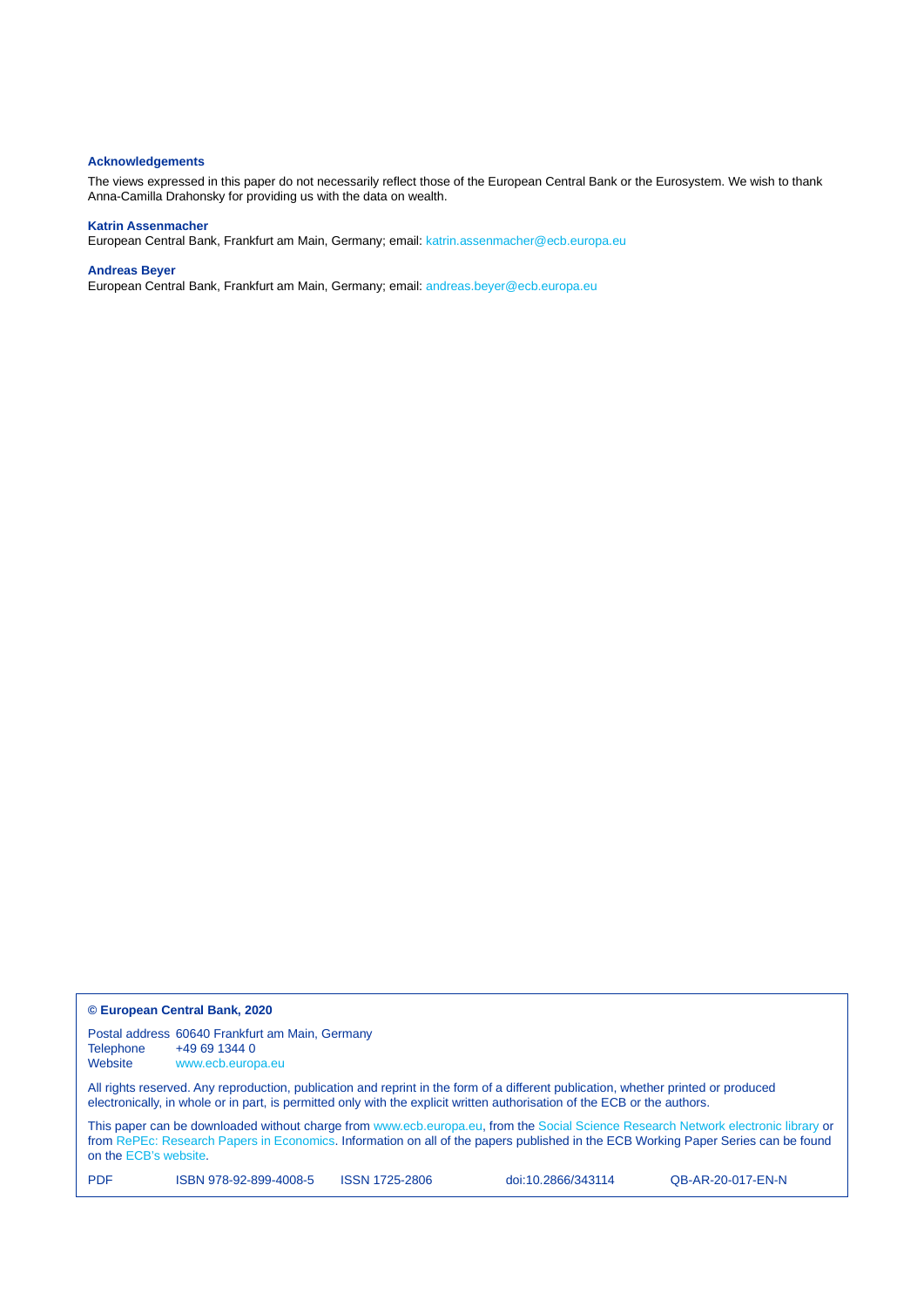**Acknowledgements**

The views expressed in this paper do not necessarily reflect those of the European Central Bank or the Eurosystem. We wish to thank Anna-Camilla Drahonsky for providing us with the data on wealth.

**Katrin Assenmacher**

European Central Bank, Frankfurt am Main, Germany; email: katrin.assenmacher@ecb.europa.eu

**Andreas Beyer**

European Central Bank, Frankfurt am Main, Germany; email: andreas.beyer@ecb.europa.eu

**© European Central Bank, 2020**

Postal address 60640 Frankfurt am Main, Germany
Telephone +49 69 1344 0
Website www.ecb.europa.eu

All rights reserved. Any reproduction, publication and reprint in the form of a different publication, whether printed or produced electronically, in whole or in part, is permitted only with the explicit written authorisation of the ECB or the authors.

This paper can be downloaded without charge from www.ecb.europa.eu, from the Social Science Research Network electronic library or from RePEc: Research Papers in Economics. Information on all of the papers published in the ECB Working Paper Series can be found on the ECB's website.

PDF ISBN 978-92-899-4008-5 ISSN 1725-2806 doi:10.2866/343114 QB-AR-20-017-EN-N